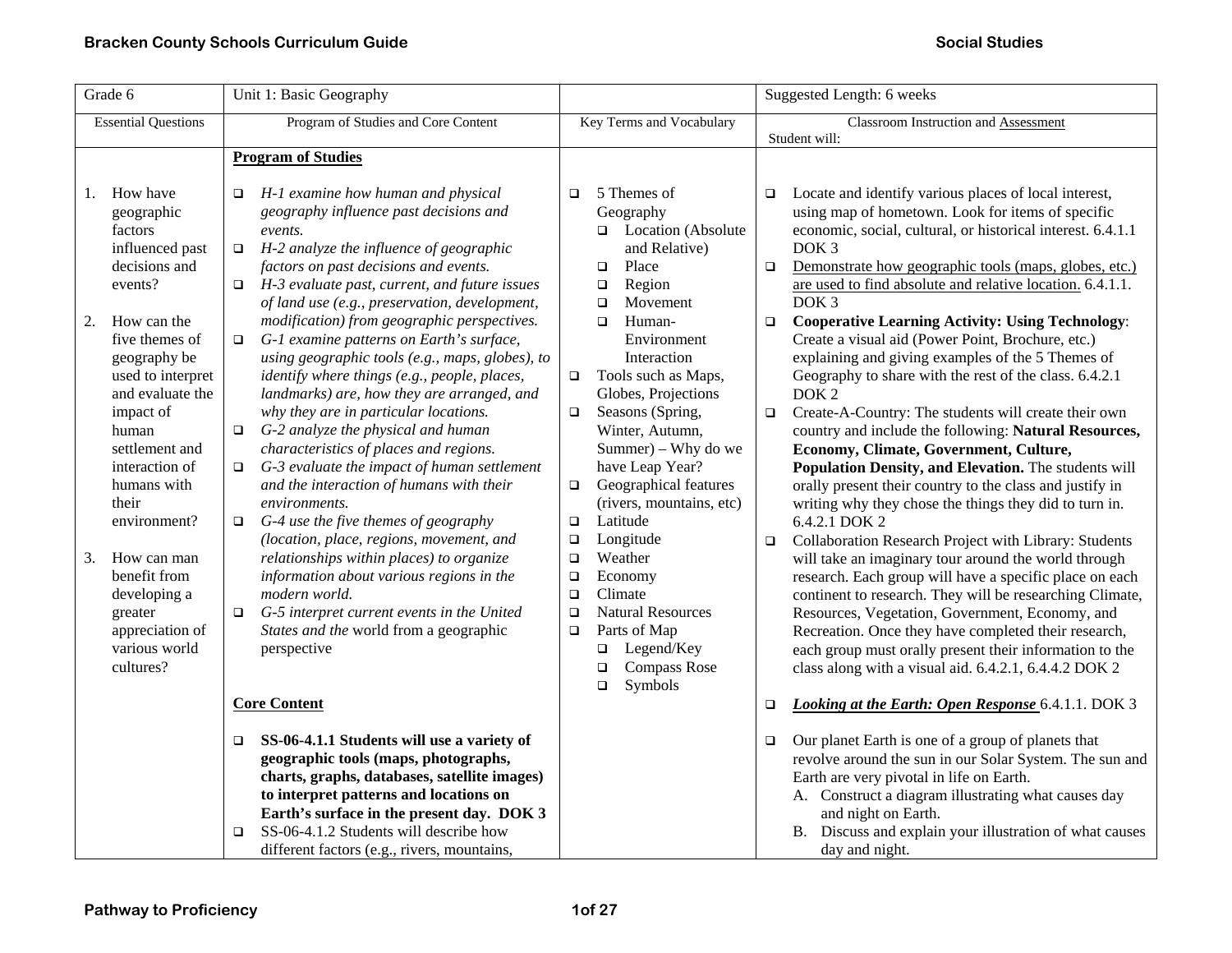| Grade 6 | Unit 1: Basic Geography | | Suggested Length: 6 weeks |
|---|---|---|---|
| Essential Questions | Program of Studies and Core Content | Key Terms and Vocabulary | Classroom Instruction and Assessment<br>Student will: |
| 1. How have geographic factors influenced past decisions and events?<br><br>2. How can the five themes of geography be used to interpret and evaluate the impact of human settlement and interaction of humans with their environment?<br><br>3. How can man benefit from developing a greater appreciation of various world cultures? | **Program of Studies**<br><br>❑ *H-1 examine how human and physical geography influence past decisions and events.*<br>❑ *H-2 analyze the influence of geographic factors on past decisions and events.*<br>❑ *H-3 evaluate past, current, and future issues of land use (e.g., preservation, development, modification) from geographic perspectives.*<br>❑ *G-1 examine patterns on Earth's surface, using geographic tools (e.g., maps, globes), to identify where things (e.g., people, places, landmarks) are, how they are arranged, and why they are in particular locations.*<br>❑ *G-2 analyze the physical and human characteristics of places and regions.*<br>❑ *G-3 evaluate the impact of human settlement and the interaction of humans with their environments.*<br>❑ *G-4 use the five themes of geography (location, place, regions, movement, and relationships within places) to organize information about various regions in the modern world.*<br>❑ *G-5 interpret current events in the United States and the* world from a geographic perspective<br><br>**Core Content**<br><br>❑ **SS-06-4.1.1 Students will use a variety of geographic tools (maps, photographs, charts, graphs, databases, satellite images) to interpret patterns and locations on Earth's surface in the present day. DOK 3**<br>❑ SS-06-4.1.2 Students will describe how different factors (e.g., rivers, mountains, | ❑ 5 Themes of Geography<br>&nbsp;&nbsp;❑ Location (Absolute and Relative)<br>&nbsp;&nbsp;❑ Place<br>&nbsp;&nbsp;❑ Region<br>&nbsp;&nbsp;❑ Movement<br>&nbsp;&nbsp;❑ Human-Environment Interaction<br>❑ Tools such as Maps, Globes, Projections<br>❑ Seasons (Spring, Winter, Autumn, Summer) – Why do we have Leap Year?<br>❑ Geographical features (rivers, mountains, etc)<br>❑ Latitude<br>❑ Longitude<br>❑ Weather<br>❑ Economy<br>❑ Climate<br>❑ Natural Resources<br>❑ Parts of Map<br>&nbsp;&nbsp;❑ Legend/Key<br>&nbsp;&nbsp;❑ Compass Rose<br>&nbsp;&nbsp;❑ Symbols | ❑ Locate and identify various places of local interest, using map of hometown. Look for items of specific economic, social, cultural, or historical interest. 6.4.1.1 DOK 3<br>❑ <u>Demonstrate how geographic tools (maps, globes, etc.) are used to find absolute and relative location.</u> 6.4.1.1. DOK 3<br>❑ **Cooperative Learning Activity: Using Technology**: Create a visual aid (Power Point, Brochure, etc.) explaining and giving examples of the 5 Themes of Geography to share with the rest of the class. 6.4.2.1 DOK 2<br>❑ Create-A-Country: The students will create their own country and include the following: **Natural Resources, Economy, Climate, Government, Culture, Population Density, and Elevation.** The students will orally present their country to the class and justify in writing why they chose the things they did to turn in. 6.4.2.1 DOK 2<br>❑ Collaboration Research Project with Library: Students will take an imaginary tour around the world through research. Each group will have a specific place on each continent to research. They will be researching Climate, Resources, Vegetation, Government, Economy, and Recreation. Once they have completed their research, each group must orally present their information to the class along with a visual aid. 6.4.2.1, 6.4.4.2 DOK 2<br><br>❑ ***<u>Looking at the Earth: Open Response</u>*** 6.4.1.1. DOK 3<br><br>❑ Our planet Earth is one of a group of planets that revolve around the sun in our Solar System. The sun and Earth are very pivotal in life on Earth.<br>&nbsp;&nbsp;A. Construct a diagram illustrating what causes day and night on Earth.<br>&nbsp;&nbsp;B. Discuss and explain your illustration of what causes day and night. |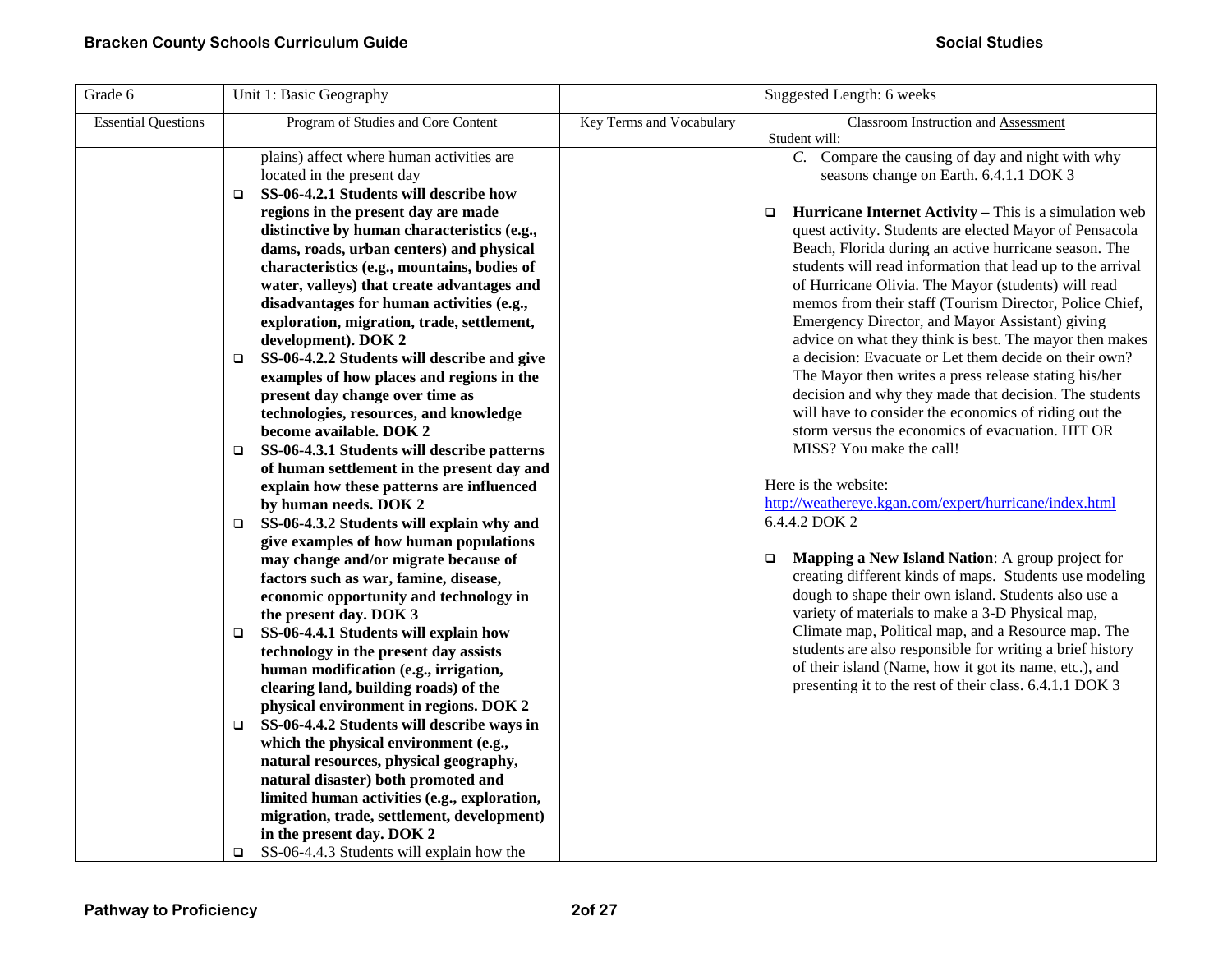| Grade 6 | Unit 1: Basic Geography | | Suggested Length: 6 weeks |
|---|---|---|---|
| Essential Questions | Program of Studies and Core Content | Key Terms and Vocabulary | Classroom Instruction and Assessment<br>Student will: |
| | plains) affect where human activities are located in the present day<br>❑ **SS-06-4.2.1 Students will describe how regions in the present day are made distinctive by human characteristics (e.g., dams, roads, urban centers) and physical characteristics (e.g., mountains, bodies of water, valleys) that create advantages and disadvantages for human activities (e.g., exploration, migration, trade, settlement, development). DOK 2**<br>❑ **SS-06-4.2.2 Students will describe and give examples of how places and regions in the present day change over time as technologies, resources, and knowledge become available. DOK 2**<br>❑ **SS-06-4.3.1 Students will describe patterns of human settlement in the present day and explain how these patterns are influenced by human needs. DOK 2**<br>❑ **SS-06-4.3.2 Students will explain why and give examples of how human populations may change and/or migrate because of factors such as war, famine, disease, economic opportunity and technology in the present day. DOK 3**<br>❑ **SS-06-4.4.1 Students will explain how technology in the present day assists human modification (e.g., irrigation, clearing land, building roads) of the physical environment in regions. DOK 2**<br>❑ **SS-06-4.4.2 Students will describe ways in which the physical environment (e.g., natural resources, physical geography, natural disaster) both promoted and limited human activities (e.g., exploration, migration, trade, settlement, development) in the present day. DOK 2**<br>❑ SS-06-4.4.3 Students will explain how the | | *C.* Compare the causing of day and night with why seasons change on Earth. 6.4.1.1 DOK 3<br><br>❑ **Hurricane Internet Activity –** This is a simulation web quest activity. Students are elected Mayor of Pensacola Beach, Florida during an active hurricane season. The students will read information that lead up to the arrival of Hurricane Olivia. The Mayor (students) will read memos from their staff (Tourism Director, Police Chief, Emergency Director, and Mayor Assistant) giving advice on what they think is best. The mayor then makes a decision: Evacuate or Let them decide on their own? The Mayor then writes a press release stating his/her decision and why they made that decision. The students will have to consider the economics of riding out the storm versus the economics of evacuation. HIT OR MISS? You make the call!<br><br>Here is the website:<br>http://weathereye.kgan.com/expert/hurricane/index.html<br>6.4.4.2 DOK 2<br><br>❑ **Mapping a New Island Nation**: A group project for creating different kinds of maps. Students use modeling dough to shape their own island. Students also use a variety of materials to make a 3-D Physical map, Climate map, Political map, and a Resource map. The students are also responsible for writing a brief history of their island (Name, how it got its name, etc.), and presenting it to the rest of their class. 6.4.1.1 DOK 3 |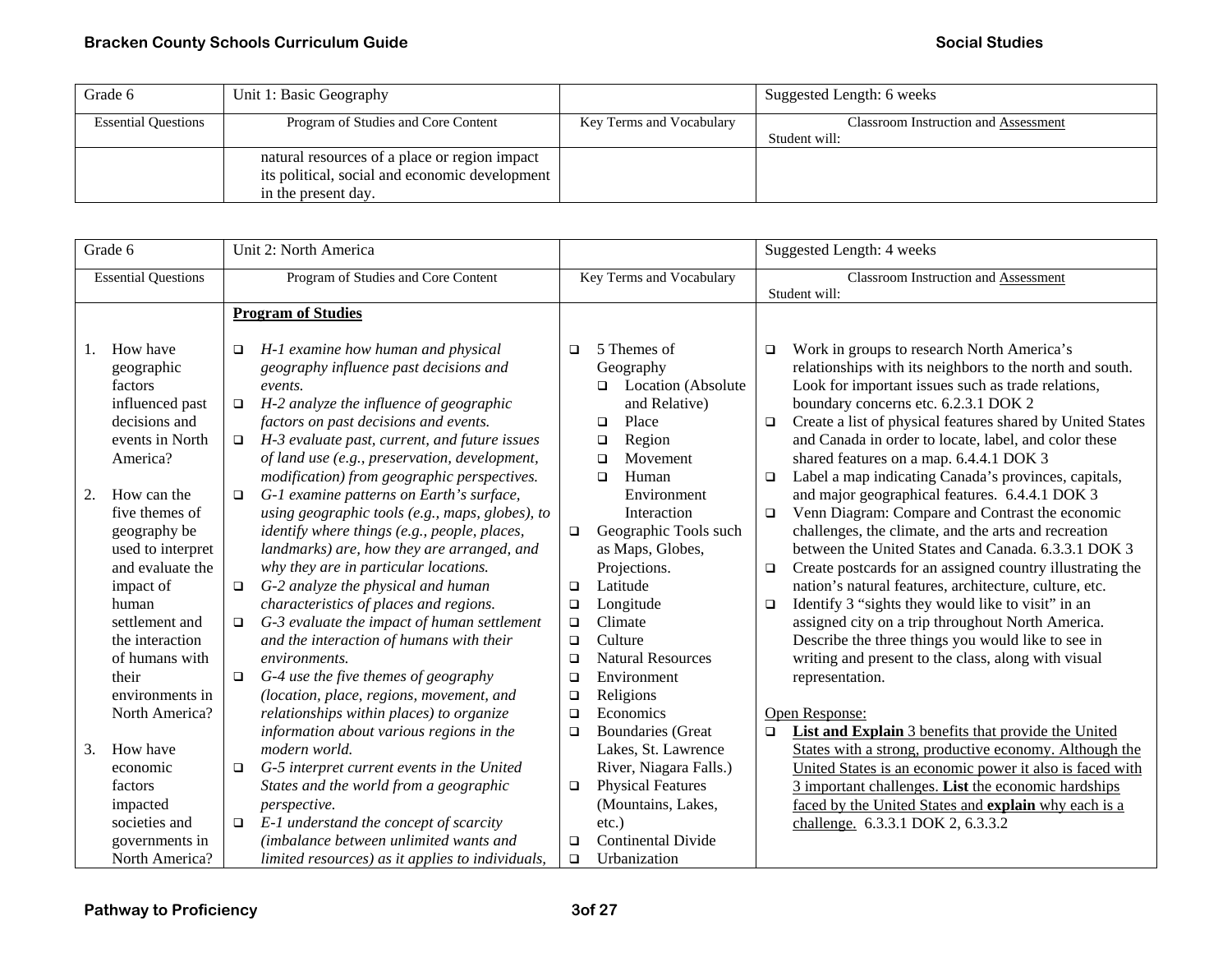| Grade 6 | Unit 1: Basic Geography | | Suggested Length: 6 weeks |
|---|---|---|---|
| Essential Questions | Program of Studies and Core Content | Key Terms and Vocabulary | Classroom Instruction and Assessment<br>Student will: |
| | natural resources of a place or region impact its political, social and economic development in the present day. | | |

| Grade 6 | Unit 2: North America | | Suggested Length: 4 weeks |
|---|---|---|---|
| Essential Questions | Program of Studies and Core Content | Key Terms and Vocabulary | Classroom Instruction and Assessment<br>Student will: |
| 1. How have geographic factors influenced past decisions and events in North America?<br><br>2. How can the five themes of geography be used to interpret and evaluate the impact of human settlement and the interaction of humans with their environments in North America?<br><br>3. How have economic factors impacted societies and governments in North America? | **<u>Program of Studies</u>**<br><br>❑ *H-1 examine how human and physical geography influence past decisions and events.*<br>❑ *H-2 analyze the influence of geographic factors on past decisions and events.*<br>❑ *H-3 evaluate past, current, and future issues of land use (e.g., preservation, development, modification) from geographic perspectives.*<br>❑ *G-1 examine patterns on Earth's surface, using geographic tools (e.g., maps, globes), to identify where things (e.g., people, places, landmarks) are, how they are arranged, and why they are in particular locations.*<br>❑ *G-2 analyze the physical and human characteristics of places and regions.*<br>❑ *G-3 evaluate the impact of human settlement and the interaction of humans with their environments.*<br>❑ *G-4 use the five themes of geography (location, place, regions, movement, and relationships within places) to organize information about various regions in the modern world.*<br>❑ *G-5 interpret current events in the United States and the world from a geographic perspective.*<br>❑ *E-1 understand the concept of scarcity (imbalance between unlimited wants and limited resources) as it applies to individuals,* | ❑ 5 Themes of Geography<br>  ❑ Location (Absolute and Relative)<br>  ❑ Place<br>  ❑ Region<br>  ❑ Movement<br>  ❑ Human Environment Interaction<br>❑ Geographic Tools such as Maps, Globes, Projections.<br>❑ Latitude<br>❑ Longitude<br>❑ Climate<br>❑ Culture<br>❑ Natural Resources<br>❑ Environment<br>❑ Religions<br>❑ Economics<br>❑ Boundaries (Great Lakes, St. Lawrence River, Niagara Falls.)<br>❑ Physical Features (Mountains, Lakes, etc.)<br>❑ Continental Divide<br>❑ Urbanization | ❑ Work in groups to research North America's relationships with its neighbors to the north and south. Look for important issues such as trade relations, boundary concerns etc. 6.2.3.1 DOK 2<br>❑ Create a list of physical features shared by United States and Canada in order to locate, label, and color these shared features on a map. 6.4.4.1 DOK 3<br>❑ Label a map indicating Canada's provinces, capitals, and major geographical features. 6.4.4.1 DOK 3<br>❑ Venn Diagram: Compare and Contrast the economic challenges, the climate, and the arts and recreation between the United States and Canada. 6.3.3.1 DOK 3<br>❑ Create postcards for an assigned country illustrating the nation's natural features, architecture, culture, etc.<br>❑ Identify 3 "sights they would like to visit" in an assigned city on a trip throughout North America. Describe the three things you would like to see in writing and present to the class, along with visual representation.<br><br><u>Open Response:</u><br>❑ <u>**List and Explain** 3 benefits that provide the United States with a strong, productive economy. Although the United States is an economic power it also is faced with 3 important challenges. **List** the economic hardships faced by the United States and **explain** why each is a challenge.</u> 6.3.3.1 DOK 2, 6.3.3.2 |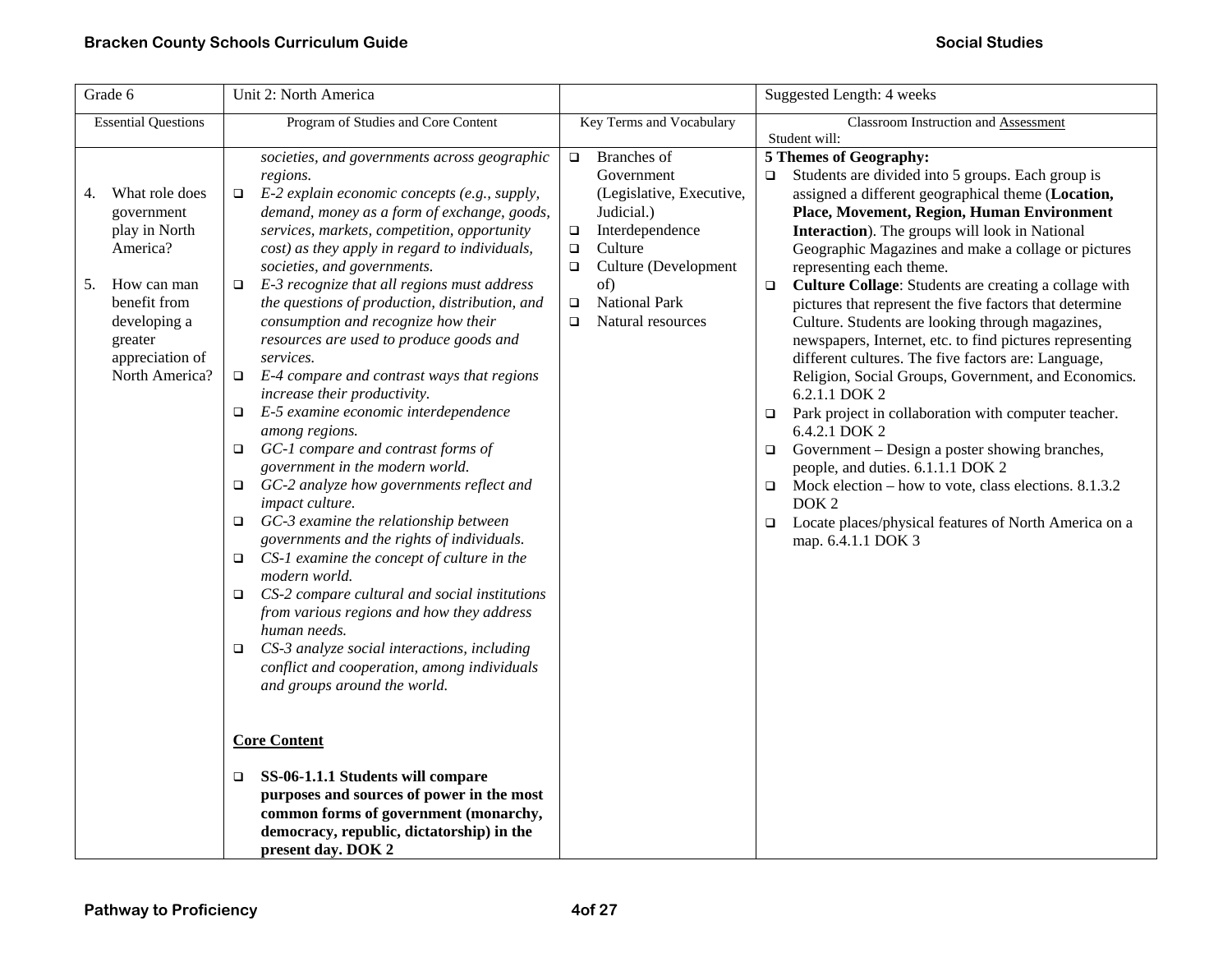| Grade 6 | Unit 2: North America | | Suggested Length: 4 weeks |
|---|---|---|---|
| Essential Questions | Program of Studies and Core Content | Key Terms and Vocabulary | Classroom Instruction and Assessment<br>Student will: |
| 4. What role does government play in North America?<br><br>5. How can man benefit from developing a greater appreciation of North America? | *societies, and governments across geographic regions.*<br>❑ *E-2 explain economic concepts (e.g., supply, demand, money as a form of exchange, goods, services, markets, competition, opportunity cost) as they apply in regard to individuals, societies, and governments.*<br>❑ *E-3 recognize that all regions must address the questions of production, distribution, and consumption and recognize how their resources are used to produce goods and services.*<br>❑ *E-4 compare and contrast ways that regions increase their productivity.*<br>❑ *E-5 examine economic interdependence among regions.*<br>❑ *GC-1 compare and contrast forms of government in the modern world.*<br>❑ *GC-2 analyze how governments reflect and impact culture.*<br>❑ *GC-3 examine the relationship between governments and the rights of individuals.*<br>❑ *CS-1 examine the concept of culture in the modern world.*<br>❑ *CS-2 compare cultural and social institutions from various regions and how they address human needs.*<br>❑ *CS-3 analyze social interactions, including conflict and cooperation, among individuals and groups around the world.*<br><br>**Core Content**<br><br>❑ **SS-06-1.1.1 Students will compare purposes and sources of power in the most common forms of government (monarchy, democracy, republic, dictatorship) in the present day. DOK 2** | ❑ Branches of Government (Legislative, Executive, Judicial.)<br>❑ Interdependence<br>❑ Culture<br>❑ Culture (Development of)<br>❑ National Park<br>❑ Natural resources | **5 Themes of Geography:**<br>❑ Students are divided into 5 groups. Each group is assigned a different geographical theme (**Location, Place, Movement, Region, Human Environment Interaction**). The groups will look in National Geographic Magazines and make a collage or pictures representing each theme.<br>❑ **Culture Collage**: Students are creating a collage with pictures that represent the five factors that determine Culture. Students are looking through magazines, newspapers, Internet, etc. to find pictures representing different cultures. The five factors are: Language, Religion, Social Groups, Government, and Economics. 6.2.1.1 DOK 2<br>❑ Park project in collaboration with computer teacher. 6.4.2.1 DOK 2<br>❑ Government – Design a poster showing branches, people, and duties. 6.1.1.1 DOK 2<br>❑ Mock election – how to vote, class elections. 8.1.3.2 DOK 2<br>❑ Locate places/physical features of North America on a map. 6.4.1.1 DOK 3 |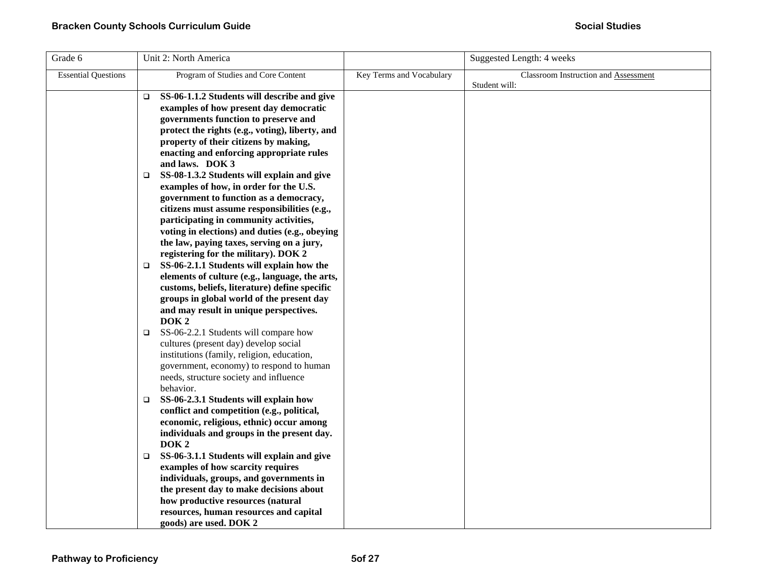| Grade 6 | Unit 2: North America | | Suggested Length: 4 weeks |
|---|---|---|---|
| Essential Questions | Program of Studies and Core Content | Key Terms and Vocabulary | Classroom Instruction and Assessment<br>Student will: |
| | ❑ **SS-06-1.1.2 Students will describe and give examples of how present day democratic governments function to preserve and protect the rights (e.g., voting), liberty, and property of their citizens by making, enacting and enforcing appropriate rules and laws. DOK 3**<br>❑ **SS-08-1.3.2 Students will explain and give examples of how, in order for the U.S. government to function as a democracy, citizens must assume responsibilities (e.g., participating in community activities, voting in elections) and duties (e.g., obeying the law, paying taxes, serving on a jury, registering for the military). DOK 2**<br>❑ **SS-06-2.1.1 Students will explain how the elements of culture (e.g., language, the arts, customs, beliefs, literature) define specific groups in global world of the present day and may result in unique perspectives. DOK 2**<br>❑ SS-06-2.2.1 Students will compare how cultures (present day) develop social institutions (family, religion, education, government, economy) to respond to human needs, structure society and influence behavior.<br>❑ **SS-06-2.3.1 Students will explain how conflict and competition (e.g., political, economic, religious, ethnic) occur among individuals and groups in the present day. DOK 2**<br>❑ **SS-06-3.1.1 Students will explain and give examples of how scarcity requires individuals, groups, and governments in the present day to make decisions about how productive resources (natural resources, human resources and capital goods) are used. DOK 2** | | |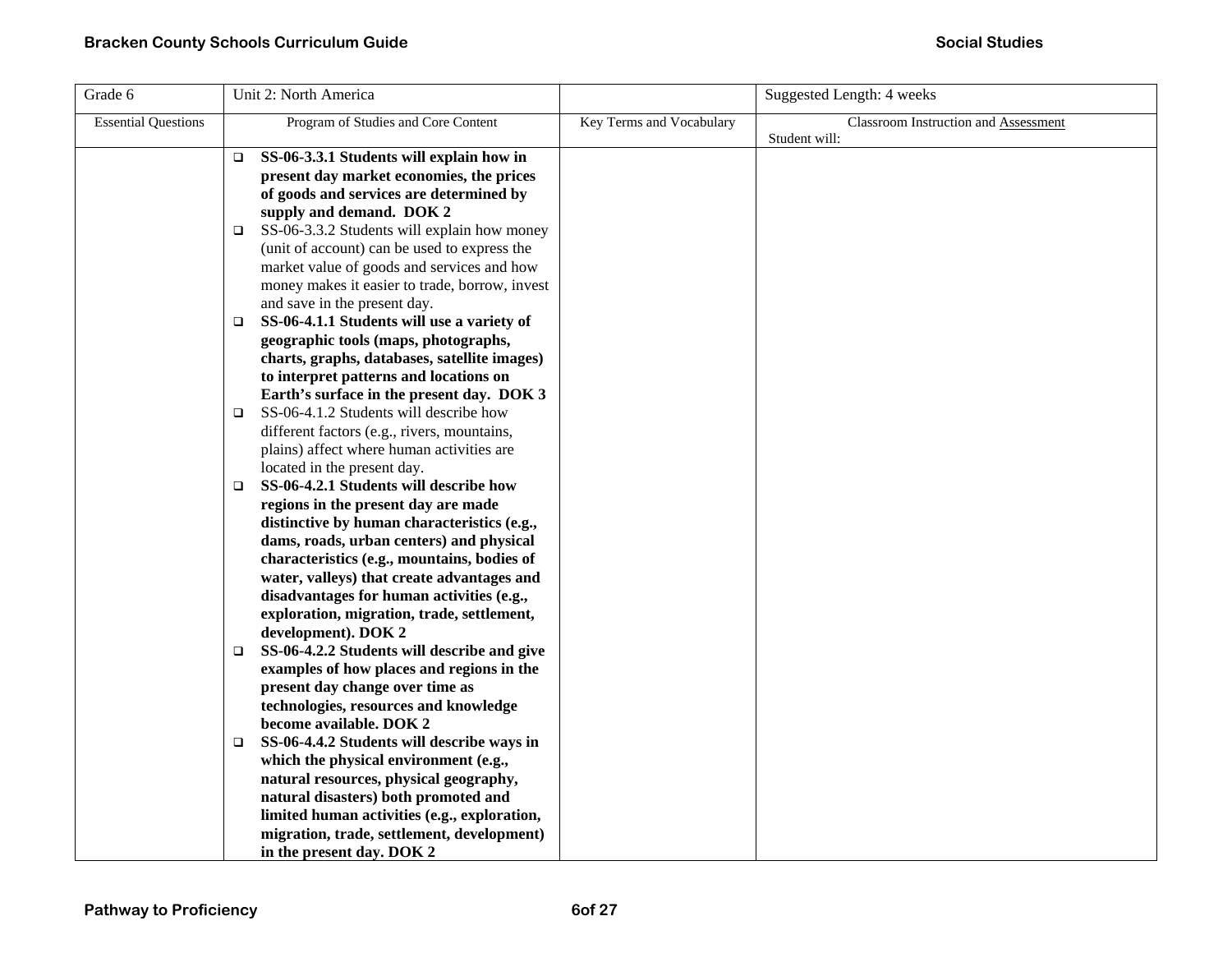| Grade 6 | Unit 2: North America | | Suggested Length: 4 weeks |
|---|---|---|---|
| Essential Questions | Program of Studies and Core Content | Key Terms and Vocabulary | Classroom Instruction and Assessment<br>Student will: |
| | ❑ **SS-06-3.3.1 Students will explain how in present day market economies, the prices of goods and services are determined by supply and demand. DOK 2**<br>❑ SS-06-3.3.2 Students will explain how money (unit of account) can be used to express the market value of goods and services and how money makes it easier to trade, borrow, invest and save in the present day.<br>❑ **SS-06-4.1.1 Students will use a variety of geographic tools (maps, photographs, charts, graphs, databases, satellite images) to interpret patterns and locations on Earth's surface in the present day. DOK 3**<br>❑ SS-06-4.1.2 Students will describe how different factors (e.g., rivers, mountains, plains) affect where human activities are located in the present day.<br>❑ **SS-06-4.2.1 Students will describe how regions in the present day are made distinctive by human characteristics (e.g., dams, roads, urban centers) and physical characteristics (e.g., mountains, bodies of water, valleys) that create advantages and disadvantages for human activities (e.g., exploration, migration, trade, settlement, development). DOK 2**<br>❑ **SS-06-4.2.2 Students will describe and give examples of how places and regions in the present day change over time as technologies, resources and knowledge become available. DOK 2**<br>❑ **SS-06-4.4.2 Students will describe ways in which the physical environment (e.g., natural resources, physical geography, natural disasters) both promoted and limited human activities (e.g., exploration, migration, trade, settlement, development) in the present day. DOK 2** | | |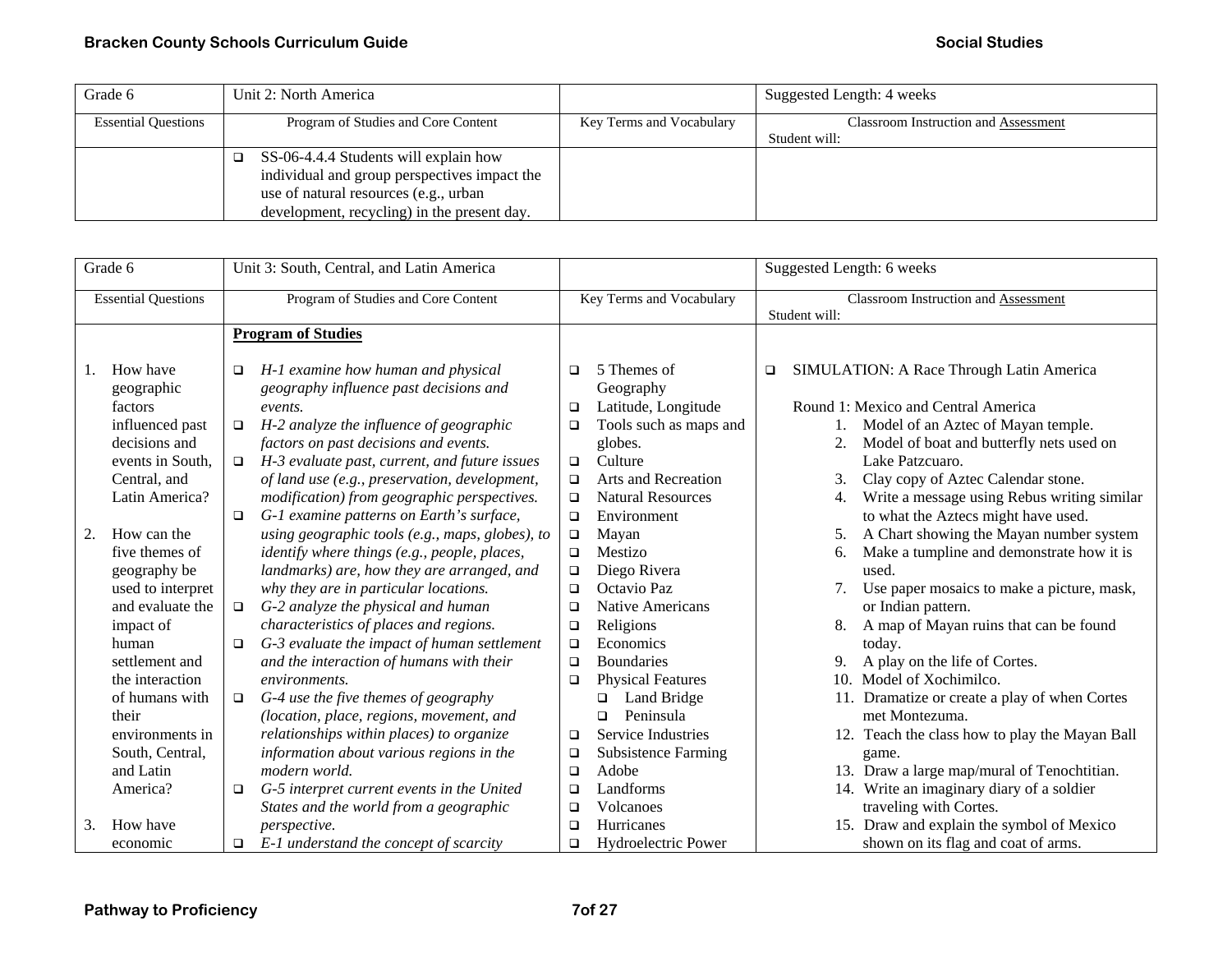| Grade 6 | Unit 2: North America | | Suggested Length: 4 weeks |
|---|---|---|---|
| Essential Questions | Program of Studies and Core Content | Key Terms and Vocabulary | Classroom Instruction and Assessment<br>Student will: |
| | ❑ SS-06-4.4.4 Students will explain how individual and group perspectives impact the use of natural resources (e.g., urban development, recycling) in the present day. | | |

| Grade 6 | Unit 3: South, Central, and Latin America | | Suggested Length: 6 weeks |
|---|---|---|---|
| Essential Questions | Program of Studies and Core Content | Key Terms and Vocabulary | Classroom Instruction and Assessment<br>Student will: |
| 1. How have geographic factors influenced past decisions and events in South, Central, and Latin America?<br><br>2. How can the five themes of geography be used to interpret and evaluate the impact of human settlement and the interaction of humans with their environments in South, Central, and Latin America?<br><br>3. How have economic | **Program of Studies**<br><br>❑ *H-1 examine how human and physical geography influence past decisions and events.*<br>❑ *H-2 analyze the influence of geographic factors on past decisions and events.*<br>❑ *H-3 evaluate past, current, and future issues of land use (e.g., preservation, development, modification) from geographic perspectives.*<br>❑ *G-1 examine patterns on Earth's surface, using geographic tools (e.g., maps, globes), to identify where things (e.g., people, places, landmarks) are, how they are arranged, and why they are in particular locations.*<br>❑ *G-2 analyze the physical and human characteristics of places and regions.*<br>❑ *G-3 evaluate the impact of human settlement and the interaction of humans with their environments.*<br>❑ *G-4 use the five themes of geography (location, place, regions, movement, and relationships within places) to organize information about various regions in the modern world.*<br>❑ *G-5 interpret current events in the United States and the world from a geographic perspective.*<br>❑ *E-1 understand the concept of scarcity* | ❑ 5 Themes of Geography<br>❑ Latitude, Longitude<br>❑ Tools such as maps and globes.<br>❑ Culture<br>❑ Arts and Recreation<br>❑ Natural Resources<br>❑ Environment<br>❑ Mayan<br>❑ Mestizo<br>❑ Diego Rivera<br>❑ Octavio Paz<br>❑ Native Americans<br>❑ Religions<br>❑ Economics<br>❑ Boundaries<br>❑ Physical Features<br>  ❑ Land Bridge<br>  ❑ Peninsula<br>❑ Service Industries<br>❑ Subsistence Farming<br>❑ Adobe<br>❑ Landforms<br>❑ Volcanoes<br>❑ Hurricanes<br>❑ Hydroelectric Power | ❑ SIMULATION: A Race Through Latin America<br><br>Round 1: Mexico and Central America<br>1. Model of an Aztec of Mayan temple.<br>2. Model of boat and butterfly nets used on Lake Patzcuaro.<br>3. Clay copy of Aztec Calendar stone.<br>4. Write a message using Rebus writing similar to what the Aztecs might have used.<br>5. A Chart showing the Mayan number system<br>6. Make a tumpline and demonstrate how it is used.<br>7. Use paper mosaics to make a picture, mask, or Indian pattern.<br>8. A map of Mayan ruins that can be found today.<br>9. A play on the life of Cortes.<br>10. Model of Xochimilco.<br>11. Dramatize or create a play of when Cortes met Montezuma.<br>12. Teach the class how to play the Mayan Ball game.<br>13. Draw a large map/mural of Tenochtitian.<br>14. Write an imaginary diary of a soldier traveling with Cortes.<br>15. Draw and explain the symbol of Mexico shown on its flag and coat of arms. |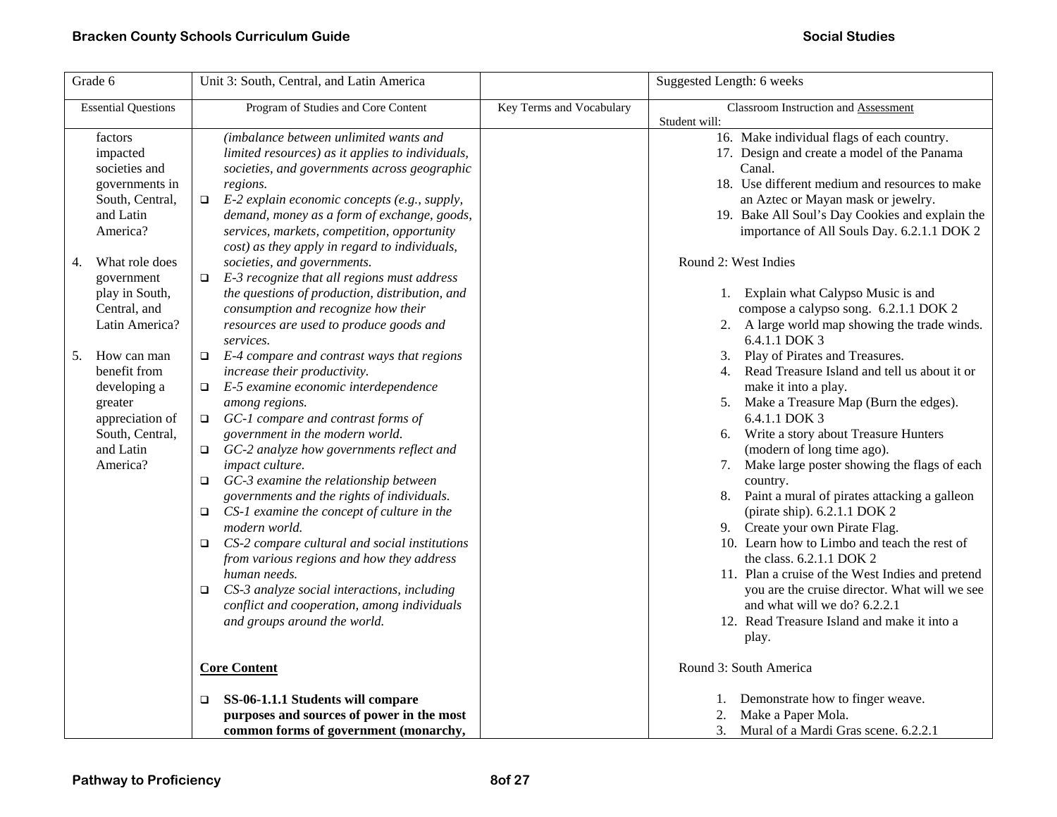| Grade 6 | Unit 3: South, Central, and Latin America | | Suggested Length: 6 weeks |
|---|---|---|---|
| Essential Questions | Program of Studies and Core Content | Key Terms and Vocabulary | Classroom Instruction and Assessment<br>Student will: |
| factors impacted societies and governments in South, Central, and Latin America?<br><br>4. What role does government play in South, Central, and Latin America?<br><br>5. How can man benefit from developing a greater appreciation of South, Central, and Latin America? | *(imbalance between unlimited wants and limited resources) as it applies to individuals, societies, and governments across geographic regions.*<br>❑ *E-2 explain economic concepts (e.g., supply, demand, money as a form of exchange, goods, services, markets, competition, opportunity cost) as they apply in regard to individuals, societies, and governments.*<br>❑ *E-3 recognize that all regions must address the questions of production, distribution, and consumption and recognize how their resources are used to produce goods and services.*<br>❑ *E-4 compare and contrast ways that regions increase their productivity.*<br>❑ *E-5 examine economic interdependence among regions.*<br>❑ *GC-1 compare and contrast forms of government in the modern world.*<br>❑ *GC-2 analyze how governments reflect and impact culture.*<br>❑ *GC-3 examine the relationship between governments and the rights of individuals.*<br>❑ *CS-1 examine the concept of culture in the modern world.*<br>❑ *CS-2 compare cultural and social institutions from various regions and how they address human needs.*<br>❑ *CS-3 analyze social interactions, including conflict and cooperation, among individuals and groups around the world.*<br><br>**Core Content**<br><br>❑ **SS-06-1.1.1 Students will compare purposes and sources of power in the most common forms of government (monarchy,** | | 16. Make individual flags of each country.<br>17. Design and create a model of the Panama Canal.<br>18. Use different medium and resources to make an Aztec or Mayan mask or jewelry.<br>19. Bake All Soul's Day Cookies and explain the importance of All Souls Day. 6.2.1.1 DOK 2<br><br>Round 2: West Indies<br><br>1. Explain what Calypso Music is and compose a calypso song. 6.2.1.1 DOK 2<br>2. A large world map showing the trade winds. 6.4.1.1 DOK 3<br>3. Play of Pirates and Treasures.<br>4. Read Treasure Island and tell us about it or make it into a play.<br>5. Make a Treasure Map (Burn the edges). 6.4.1.1 DOK 3<br>6. Write a story about Treasure Hunters (modern of long time ago).<br>7. Make large poster showing the flags of each country.<br>8. Paint a mural of pirates attacking a galleon (pirate ship). 6.2.1.1 DOK 2<br>9. Create your own Pirate Flag.<br>10. Learn how to Limbo and teach the rest of the class. 6.2.1.1 DOK 2<br>11. Plan a cruise of the West Indies and pretend you are the cruise director. What will we see and what will we do? 6.2.2.1<br>12. Read Treasure Island and make it into a play.<br><br>Round 3: South America<br><br>1. Demonstrate how to finger weave.<br>2. Make a Paper Mola.<br>3. Mural of a Mardi Gras scene. 6.2.2.1 |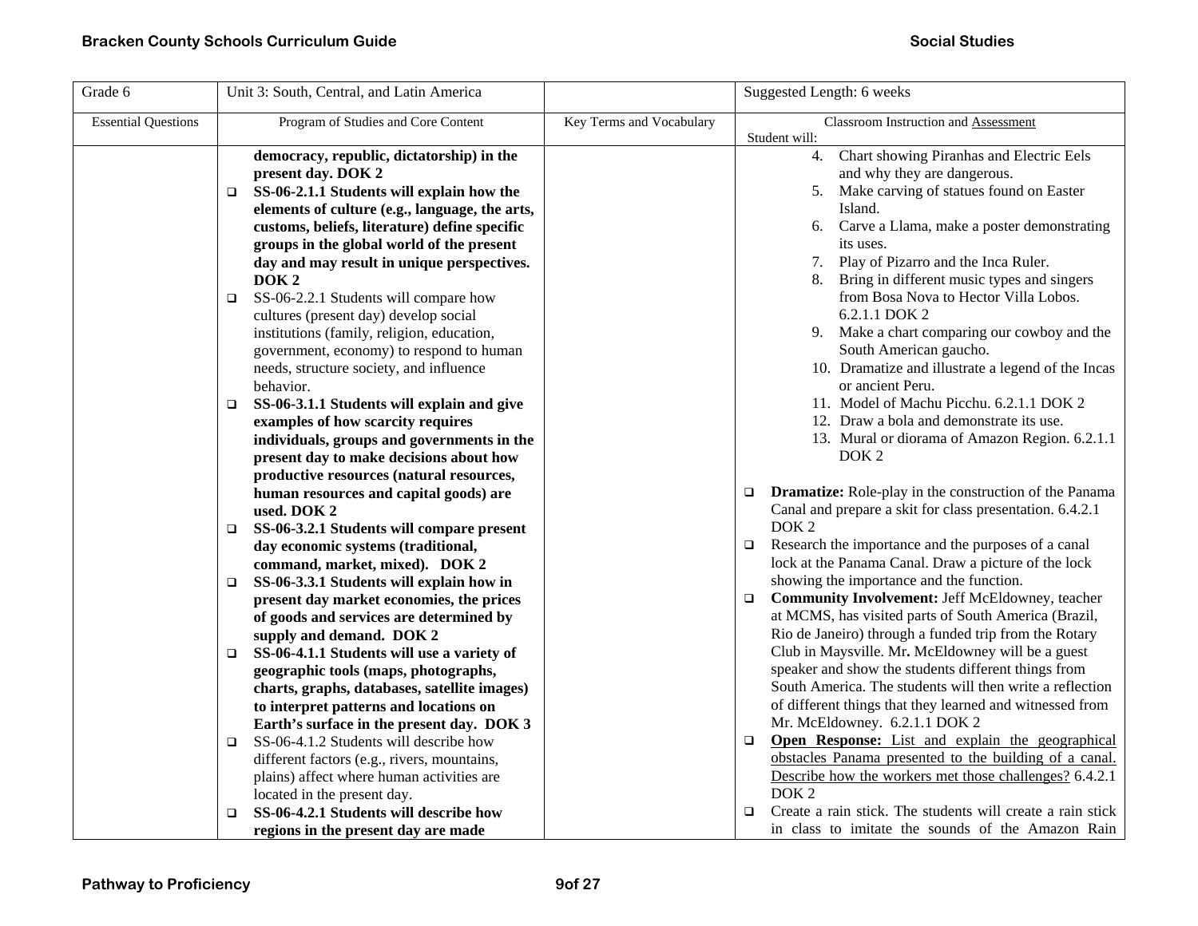| Grade 6 | Unit 3: South, Central, and Latin America | | Suggested Length: 6 weeks |
|---|---|---|---|
| Essential Questions | Program of Studies and Core Content | Key Terms and Vocabulary | Classroom Instruction and Assessment<br>Student will: |
| | **democracy, republic, dictatorship) in the present day. DOK 2**<br>❑ **SS-06-2.1.1 Students will explain how the elements of culture (e.g., language, the arts, customs, beliefs, literature) define specific groups in the global world of the present day and may result in unique perspectives. DOK 2**<br>❑ SS-06-2.2.1 Students will compare how cultures (present day) develop social institutions (family, religion, education, government, economy) to respond to human needs, structure society, and influence behavior.<br>❑ **SS-06-3.1.1 Students will explain and give examples of how scarcity requires individuals, groups and governments in the present day to make decisions about how productive resources (natural resources, human resources and capital goods) are used. DOK 2**<br>❑ **SS-06-3.2.1 Students will compare present day economic systems (traditional, command, market, mixed). DOK 2**<br>❑ **SS-06-3.3.1 Students will explain how in present day market economies, the prices of goods and services are determined by supply and demand. DOK 2**<br>❑ **SS-06-4.1.1 Students will use a variety of geographic tools (maps, photographs, charts, graphs, databases, satellite images) to interpret patterns and locations on Earth's surface in the present day. DOK 3**<br>❑ SS-06-4.1.2 Students will describe how different factors (e.g., rivers, mountains, plains) affect where human activities are located in the present day.<br>❑ **SS-06-4.2.1 Students will describe how regions in the present day are made** | | 4. Chart showing Piranhas and Electric Eels and why they are dangerous.<br>5. Make carving of statues found on Easter Island.<br>6. Carve a Llama, make a poster demonstrating its uses.<br>7. Play of Pizarro and the Inca Ruler.<br>8. Bring in different music types and singers from Bosa Nova to Hector Villa Lobos. 6.2.1.1 DOK 2<br>9. Make a chart comparing our cowboy and the South American gaucho.<br>10. Dramatize and illustrate a legend of the Incas or ancient Peru.<br>11. Model of Machu Picchu. 6.2.1.1 DOK 2<br>12. Draw a bola and demonstrate its use.<br>13. Mural or diorama of Amazon Region. 6.2.1.1 DOK 2<br><br>❑ **Dramatize:** Role-play in the construction of the Panama Canal and prepare a skit for class presentation. 6.4.2.1 DOK 2<br>❑ Research the importance and the purposes of a canal lock at the Panama Canal. Draw a picture of the lock showing the importance and the function.<br>❑ **Community Involvement:** Jeff McEldowney, teacher at MCMS, has visited parts of South America (Brazil, Rio de Janeiro) through a funded trip from the Rotary Club in Maysville. Mr**.** McEldowney will be a guest speaker and show the students different things from South America. The students will then write a reflection of different things that they learned and witnessed from Mr. McEldowney. 6.2.1.1 DOK 2<br>❑ **Open Response:** List and explain the geographical obstacles Panama presented to the building of a canal. Describe how the workers met those challenges? 6.4.2.1 DOK 2<br>❑ Create a rain stick. The students will create a rain stick in class to imitate the sounds of the Amazon Rain |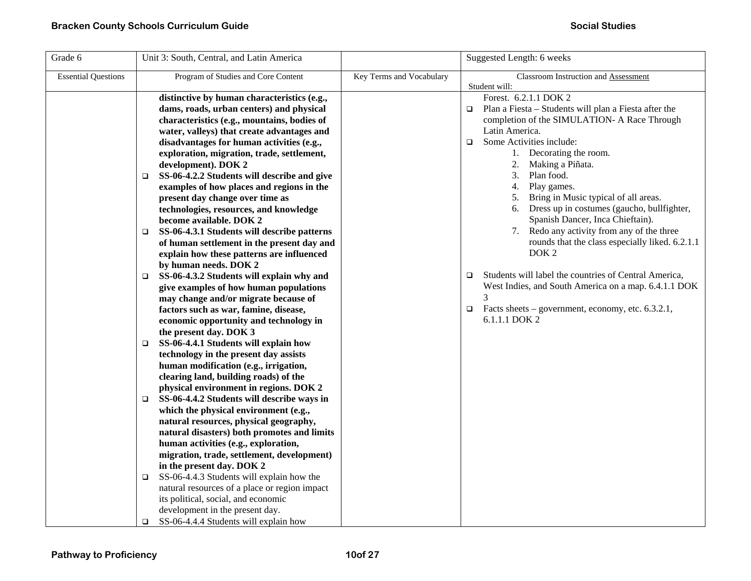| Grade 6 | Unit 3: South, Central, and Latin America | | Suggested Length: 6 weeks |
|---|---|---|---|
| Essential Questions | Program of Studies and Core Content | Key Terms and Vocabulary | Classroom Instruction and Assessment<br>Student will: |
| | **distinctive by human characteristics (e.g., dams, roads, urban centers) and physical characteristics (e.g., mountains, bodies of water, valleys) that create advantages and disadvantages for human activities (e.g., exploration, migration, trade, settlement, development). DOK 2**<br>❑ **SS-06-4.2.2 Students will describe and give examples of how places and regions in the present day change over time as technologies, resources, and knowledge become available. DOK 2**<br>❑ **SS-06-4.3.1 Students will describe patterns of human settlement in the present day and explain how these patterns are influenced by human needs. DOK 2**<br>❑ **SS-06-4.3.2 Students will explain why and give examples of how human populations may change and/or migrate because of factors such as war, famine, disease, economic opportunity and technology in the present day. DOK 3**<br>❑ **SS-06-4.4.1 Students will explain how technology in the present day assists human modification (e.g., irrigation, clearing land, building roads) of the physical environment in regions. DOK 2**<br>❑ **SS-06-4.4.2 Students will describe ways in which the physical environment (e.g., natural resources, physical geography, natural disasters) both promotes and limits human activities (e.g., exploration, migration, trade, settlement, development) in the present day. DOK 2**<br>❑ SS-06-4.4.3 Students will explain how the natural resources of a place or region impact its political, social, and economic development in the present day.<br>❑ SS-06-4.4.4 Students will explain how | | Forest. 6.2.1.1 DOK 2<br>❑ Plan a Fiesta – Students will plan a Fiesta after the completion of the SIMULATION- A Race Through Latin America.<br>❑ Some Activities include:<br>1. Decorating the room.<br>2. Making a Piñata.<br>3. Plan food.<br>4. Play games.<br>5. Bring in Music typical of all areas.<br>6. Dress up in costumes (gaucho, bullfighter, Spanish Dancer, Inca Chieftain).<br>7. Redo any activity from any of the three rounds that the class especially liked. 6.2.1.1 DOK 2<br><br>❑ Students will label the countries of Central America, West Indies, and South America on a map. 6.4.1.1 DOK 3<br>❑ Facts sheets – government, economy, etc. 6.3.2.1, 6.1.1.1 DOK 2 |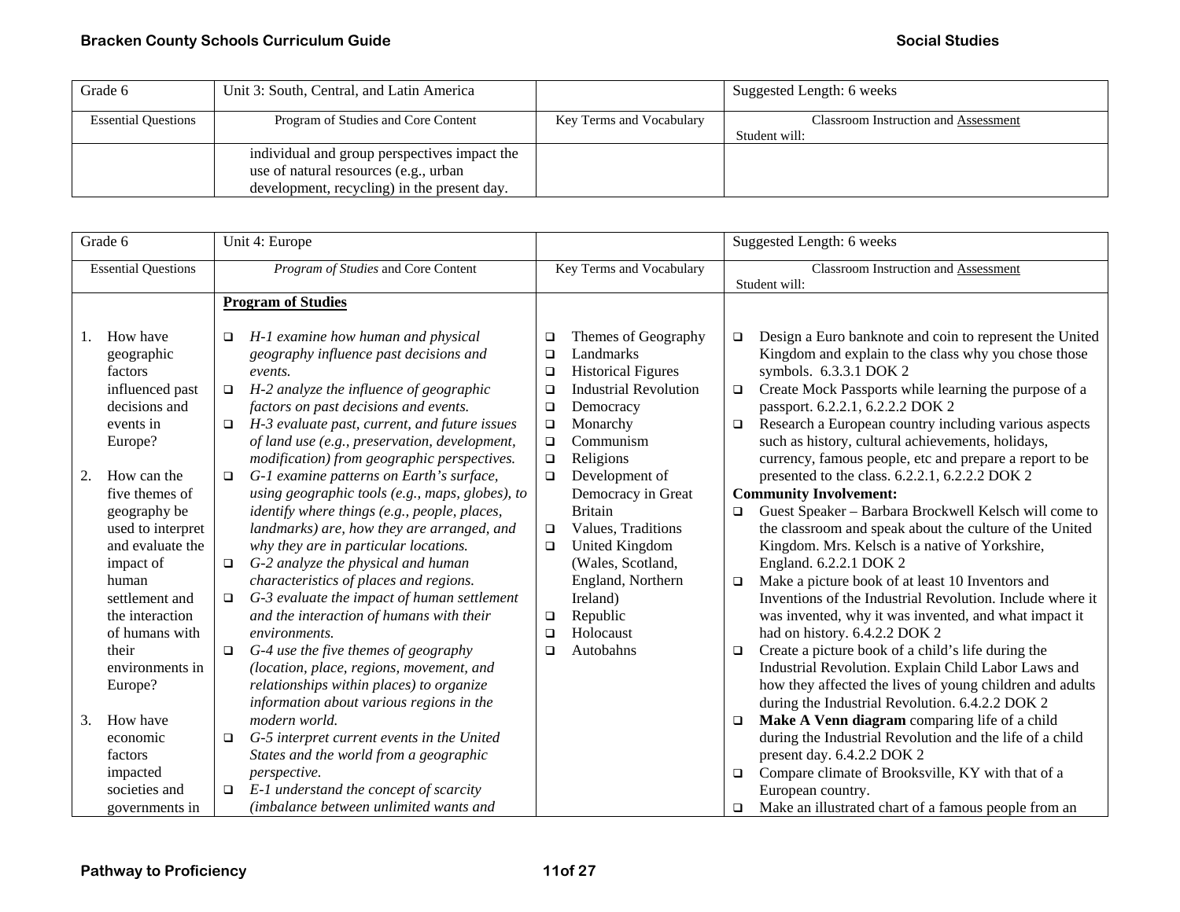| Grade 6 | Unit 3: South, Central, and Latin America | | Suggested Length: 6 weeks |
|---|---|---|---|
| Essential Questions | Program of Studies and Core Content | Key Terms and Vocabulary | Classroom Instruction and Assessment<br>Student will: |
| | individual and group perspectives impact the use of natural resources (e.g., urban development, recycling) in the present day. | | |

| Grade 6 | Unit 4: Europe | | Suggested Length: 6 weeks |
|---|---|---|---|
| Essential Questions | *Program of Studies* and Core Content | Key Terms and Vocabulary | Classroom Instruction and Assessment<br>Student will: |
| 1. How have geographic factors influenced past decisions and events in Europe?<br><br>2. How can the five themes of geography be used to interpret and evaluate the impact of human settlement and the interaction of humans with their environments in Europe?<br><br>3. How have economic factors impacted societies and governments in | **Program of Studies**<br><br>❑ *H-1 examine how human and physical geography influence past decisions and events.*<br>❑ *H-2 analyze the influence of geographic factors on past decisions and events.*<br>❑ *H-3 evaluate past, current, and future issues of land use (e.g., preservation, development, modification) from geographic perspectives.*<br>❑ *G-1 examine patterns on Earth's surface, using geographic tools (e.g., maps, globes), to identify where things (e.g., people, places, landmarks) are, how they are arranged, and why they are in particular locations.*<br>❑ *G-2 analyze the physical and human characteristics of places and regions.*<br>❑ *G-3 evaluate the impact of human settlement and the interaction of humans with their environments.*<br>❑ *G-4 use the five themes of geography (location, place, regions, movement, and relationships within places) to organize information about various regions in the modern world.*<br>❑ *G-5 interpret current events in the United States and the world from a geographic perspective.*<br>❑ *E-1 understand the concept of scarcity (imbalance between unlimited wants and* | ❑ Themes of Geography<br>❑ Landmarks<br>❑ Historical Figures<br>❑ Industrial Revolution<br>❑ Democracy<br>❑ Monarchy<br>❑ Communism<br>❑ Religions<br>❑ Development of Democracy in Great Britain<br>❑ Values, Traditions<br>❑ United Kingdom (Wales, Scotland, England, Northern Ireland)<br>❑ Republic<br>❑ Holocaust<br>❑ Autobahns | ❑ Design a Euro banknote and coin to represent the United Kingdom and explain to the class why you chose those symbols. 6.3.3.1 DOK 2<br>❑ Create Mock Passports while learning the purpose of a passport. 6.2.2.1, 6.2.2.2 DOK 2<br>❑ Research a European country including various aspects such as history, cultural achievements, holidays, currency, famous people, etc and prepare a report to be presented to the class. 6.2.2.1, 6.2.2.2 DOK 2<br>**Community Involvement:**<br>❑ Guest Speaker – Barbara Brockwell Kelsch will come to the classroom and speak about the culture of the United Kingdom. Mrs. Kelsch is a native of Yorkshire, England. 6.2.2.1 DOK 2<br>❑ Make a picture book of at least 10 Inventors and Inventions of the Industrial Revolution. Include where it was invented, why it was invented, and what impact it had on history. 6.4.2.2 DOK 2<br>❑ Create a picture book of a child's life during the Industrial Revolution. Explain Child Labor Laws and how they affected the lives of young children and adults during the Industrial Revolution. 6.4.2.2 DOK 2<br>❑ **Make A Venn diagram** comparing life of a child during the Industrial Revolution and the life of a child present day. 6.4.2.2 DOK 2<br>❑ Compare climate of Brooksville, KY with that of a European country.<br>❑ Make an illustrated chart of a famous people from an |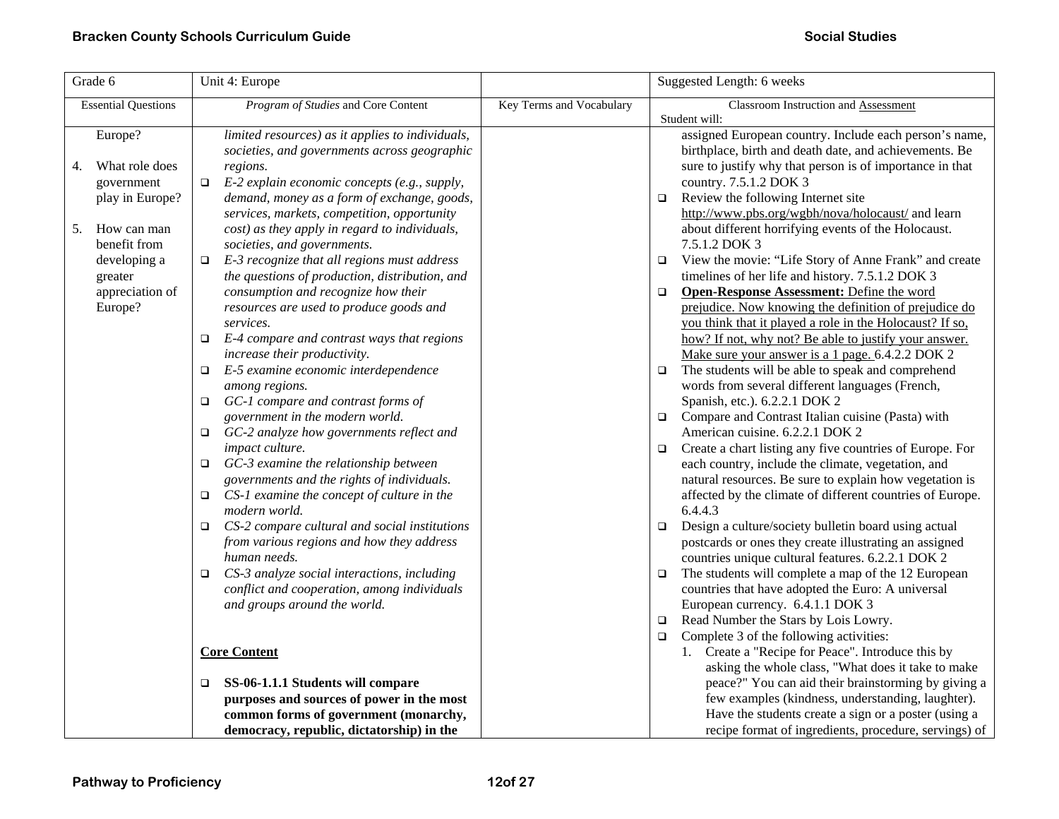| Grade 6 | Unit 4: Europe | | Suggested Length: 6 weeks |
|---|---|---|---|
| Essential Questions | *Program of Studies* and Core Content | Key Terms and Vocabulary | Classroom Instruction and Assessment<br>Student will: |
| Europe?<br><br>4. What role does government play in Europe?<br><br>5. How can man benefit from developing a greater appreciation of Europe? | *limited resources) as it applies to individuals, societies, and governments across geographic regions.*<br>❑ *E-2 explain economic concepts (e.g., supply, demand, money as a form of exchange, goods, services, markets, competition, opportunity cost) as they apply in regard to individuals, societies, and governments.*<br>❑ *E-3 recognize that all regions must address the questions of production, distribution, and consumption and recognize how their resources are used to produce goods and services.*<br>❑ *E-4 compare and contrast ways that regions increase their productivity.*<br>❑ *E-5 examine economic interdependence among regions.*<br>❑ *GC-1 compare and contrast forms of government in the modern world.*<br>❑ *GC-2 analyze how governments reflect and impact culture.*<br>❑ *GC-3 examine the relationship between governments and the rights of individuals.*<br>❑ *CS-1 examine the concept of culture in the modern world.*<br>❑ *CS-2 compare cultural and social institutions from various regions and how they address human needs.*<br>❑ *CS-3 analyze social interactions, including conflict and cooperation, among individuals and groups around the world.*<br><br>**Core Content**<br><br>❑ **SS-06-1.1.1 Students will compare purposes and sources of power in the most common forms of government (monarchy, democracy, republic, dictatorship) in the** | | assigned European country. Include each person's name, birthplace, birth and death date, and achievements. Be sure to justify why that person is of importance in that country. 7.5.1.2 DOK 3<br>❑ Review the following Internet site http://www.pbs.org/wgbh/nova/holocaust/ and learn about different horrifying events of the Holocaust. 7.5.1.2 DOK 3<br>❑ View the movie: "Life Story of Anne Frank" and create timelines of her life and history. 7.5.1.2 DOK 3<br>❑ **Open-Response Assessment:** Define the word prejudice. Now knowing the definition of prejudice do you think that it played a role in the Holocaust? If so, how? If not, why not? Be able to justify your answer. Make sure your answer is a 1 page. 6.4.2.2 DOK 2<br>❑ The students will be able to speak and comprehend words from several different languages (French, Spanish, etc.). 6.2.2.1 DOK 2<br>❑ Compare and Contrast Italian cuisine (Pasta) with American cuisine. 6.2.2.1 DOK 2<br>❑ Create a chart listing any five countries of Europe. For each country, include the climate, vegetation, and natural resources. Be sure to explain how vegetation is affected by the climate of different countries of Europe. 6.4.4.3<br>❑ Design a culture/society bulletin board using actual postcards or ones they create illustrating an assigned countries unique cultural features. 6.2.2.1 DOK 2<br>❑ The students will complete a map of the 12 European countries that have adopted the Euro: A universal European currency. 6.4.1.1 DOK 3<br>❑ Read Number the Stars by Lois Lowry.<br>❑ Complete 3 of the following activities:<br>1. Create a "Recipe for Peace". Introduce this by asking the whole class, "What does it take to make peace?" You can aid their brainstorming by giving a few examples (kindness, understanding, laughter). Have the students create a sign or a poster (using a recipe format of ingredients, procedure, servings) of |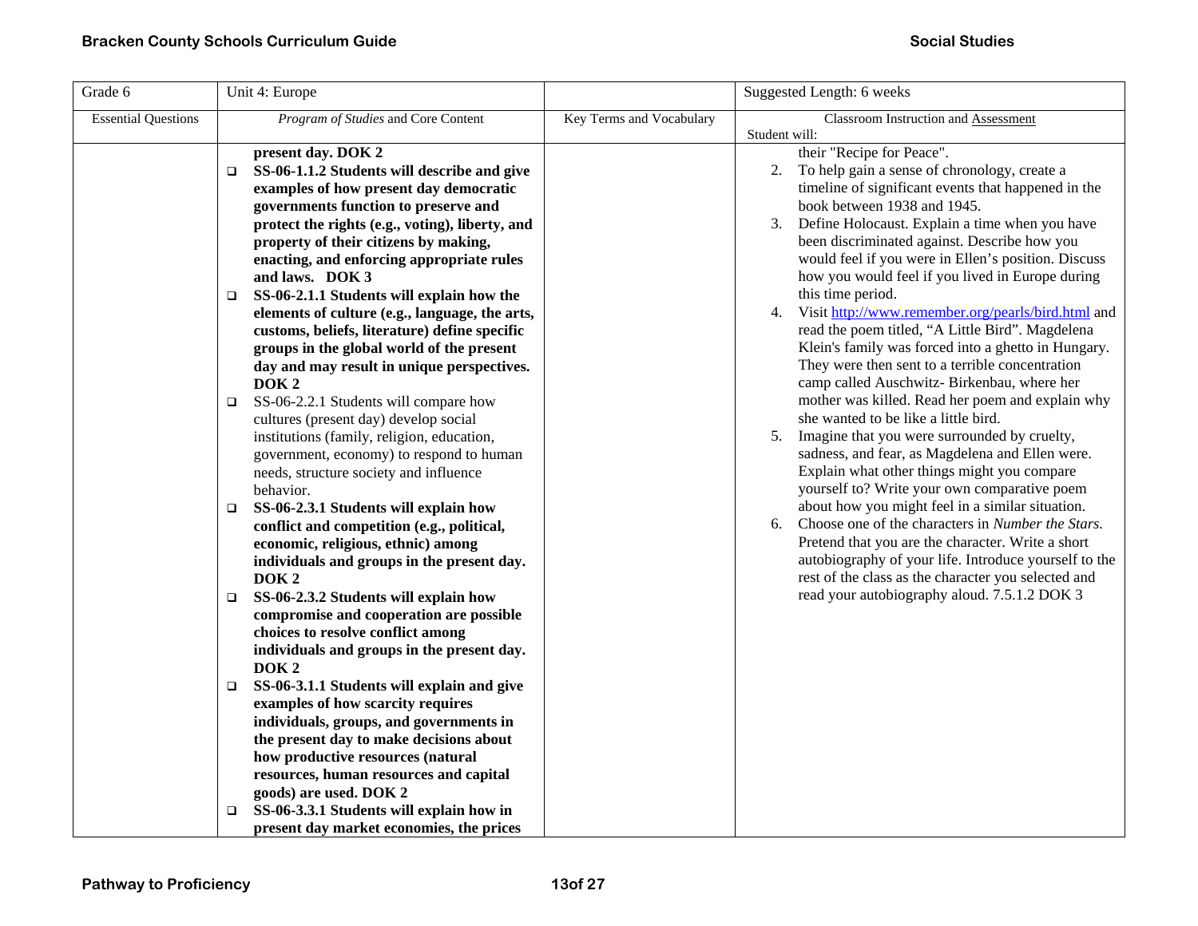| Grade 6 | Unit 4: Europe | | Suggested Length: 6 weeks |
|---|---|---|---|
| Essential Questions | *Program of Studies* and Core Content | Key Terms and Vocabulary | Classroom Instruction and Assessment<br>Student will: |
| | **present day. DOK 2**<br>❑ **SS-06-1.1.2 Students will describe and give examples of how present day democratic governments function to preserve and protect the rights (e.g., voting), liberty, and property of their citizens by making, enacting, and enforcing appropriate rules and laws. DOK 3**<br>❑ **SS-06-2.1.1 Students will explain how the elements of culture (e.g., language, the arts, customs, beliefs, literature) define specific groups in the global world of the present day and may result in unique perspectives. DOK 2**<br>❑ SS-06-2.2.1 Students will compare how cultures (present day) develop social institutions (family, religion, education, government, economy) to respond to human needs, structure society and influence behavior.<br>❑ **SS-06-2.3.1 Students will explain how conflict and competition (e.g., political, economic, religious, ethnic) among individuals and groups in the present day. DOK 2**<br>❑ **SS-06-2.3.2 Students will explain how compromise and cooperation are possible choices to resolve conflict among individuals and groups in the present day. DOK 2**<br>❑ **SS-06-3.1.1 Students will explain and give examples of how scarcity requires individuals, groups, and governments in the present day to make decisions about how productive resources (natural resources, human resources and capital goods) are used. DOK 2**<br>❑ **SS-06-3.3.1 Students will explain how in present day market economies, the prices** | | their "Recipe for Peace".<br>2. To help gain a sense of chronology, create a timeline of significant events that happened in the book between 1938 and 1945.<br>3. Define Holocaust. Explain a time when you have been discriminated against. Describe how you would feel if you were in Ellen's position. Discuss how you would feel if you lived in Europe during this time period.<br>4. Visit http://www.remember.org/pearls/bird.html and read the poem titled, "A Little Bird". Magdelena Klein's family was forced into a ghetto in Hungary. They were then sent to a terrible concentration camp called Auschwitz- Birkenbau, where her mother was killed. Read her poem and explain why she wanted to be like a little bird.<br>5. Imagine that you were surrounded by cruelty, sadness, and fear, as Magdelena and Ellen were. Explain what other things might you compare yourself to? Write your own comparative poem about how you might feel in a similar situation.<br>6. Choose one of the characters in *Number the Stars.* Pretend that you are the character. Write a short autobiography of your life. Introduce yourself to the rest of the class as the character you selected and read your autobiography aloud. 7.5.1.2 DOK 3 |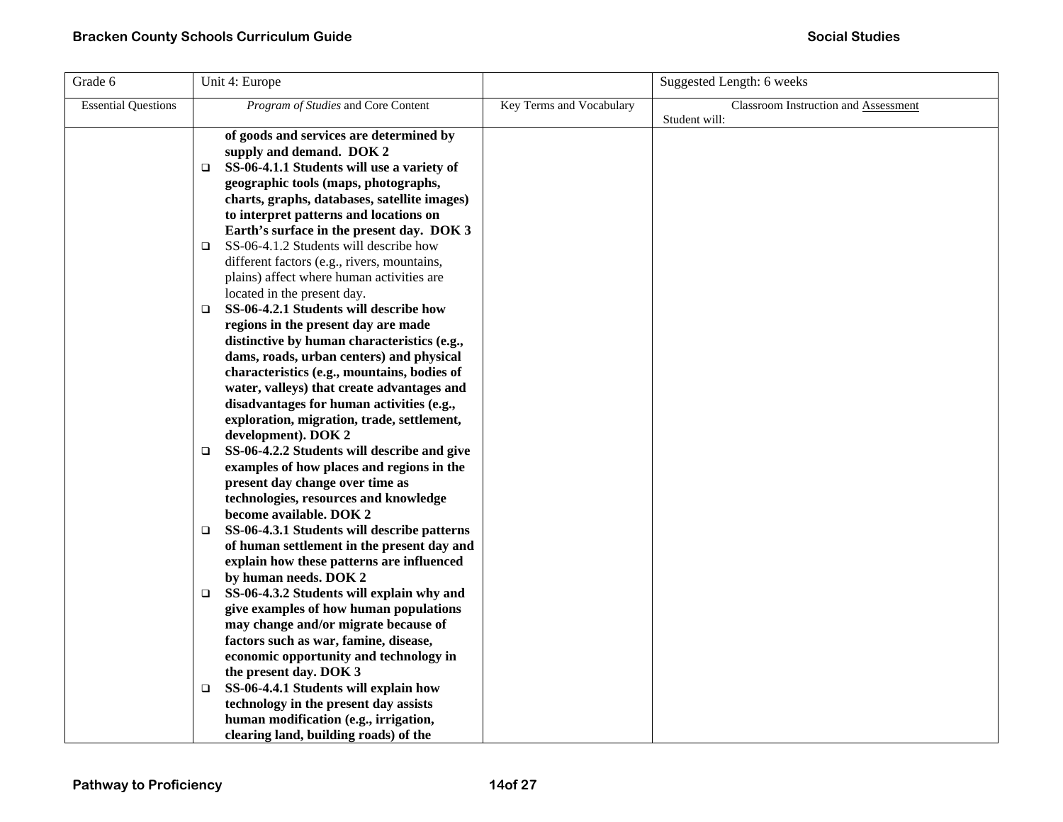| Grade 6 | Unit 4: Europe | | Suggested Length: 6 weeks |
|---|---|---|---|
| Essential Questions | *Program of Studies* and Core Content | Key Terms and Vocabulary | Classroom Instruction and Assessment<br>Student will: |
| | **of goods and services are determined by supply and demand. DOK 2**<br>❑ **SS-06-4.1.1 Students will use a variety of geographic tools (maps, photographs, charts, graphs, databases, satellite images) to interpret patterns and locations on Earth's surface in the present day. DOK 3**<br>❑ SS-06-4.1.2 Students will describe how different factors (e.g., rivers, mountains, plains) affect where human activities are located in the present day.<br>❑ **SS-06-4.2.1 Students will describe how regions in the present day are made distinctive by human characteristics (e.g., dams, roads, urban centers) and physical characteristics (e.g., mountains, bodies of water, valleys) that create advantages and disadvantages for human activities (e.g., exploration, migration, trade, settlement, development). DOK 2**<br>❑ **SS-06-4.2.2 Students will describe and give examples of how places and regions in the present day change over time as technologies, resources and knowledge become available. DOK 2**<br>❑ **SS-06-4.3.1 Students will describe patterns of human settlement in the present day and explain how these patterns are influenced by human needs. DOK 2**<br>❑ **SS-06-4.3.2 Students will explain why and give examples of how human populations may change and/or migrate because of factors such as war, famine, disease, economic opportunity and technology in the present day. DOK 3**<br>❑ **SS-06-4.4.1 Students will explain how technology in the present day assists human modification (e.g., irrigation, clearing land, building roads) of the** | | |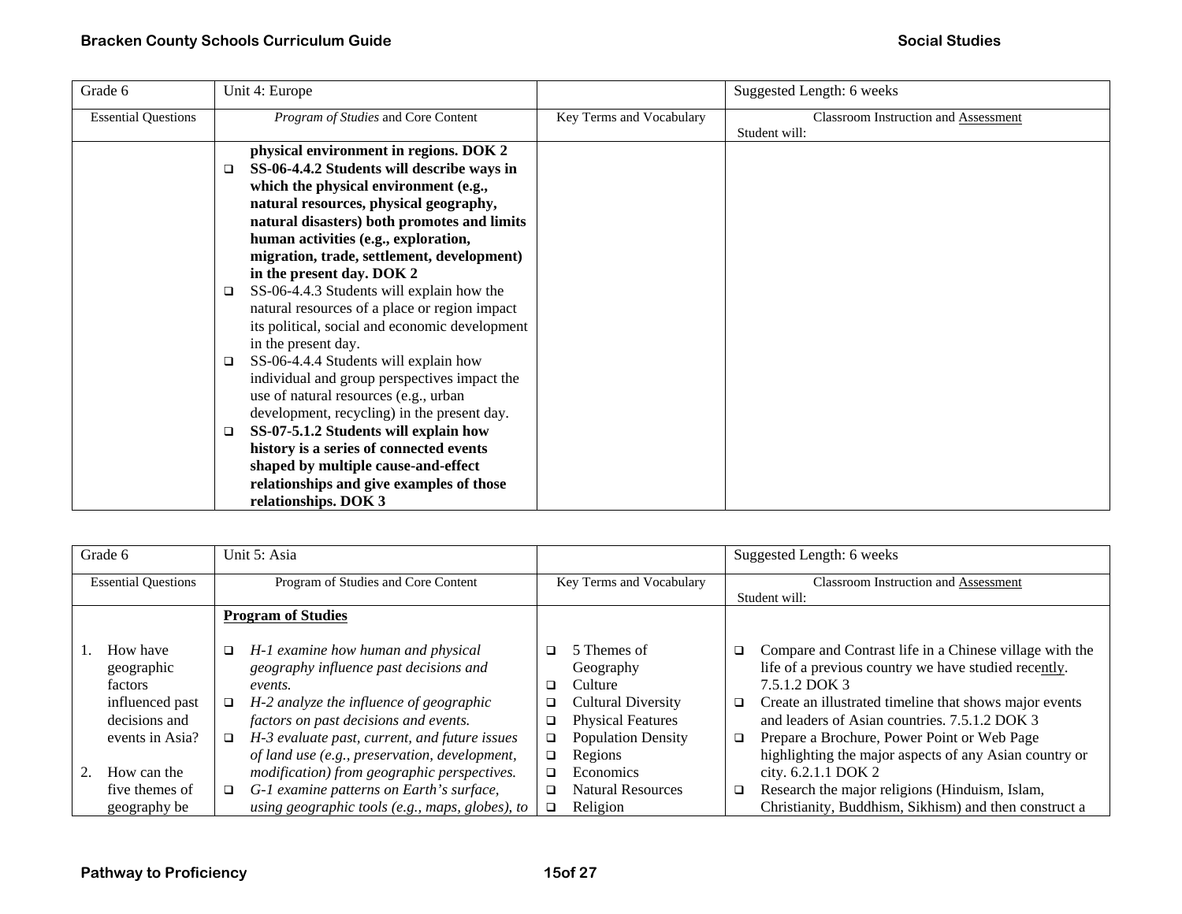| Grade 6 | Unit 4: Europe | | Suggested Length: 6 weeks |
|---|---|---|---|
| Essential Questions | *Program of Studies* and Core Content | Key Terms and Vocabulary | Classroom Instruction and Assessment<br>Student will: |
| | **physical environment in regions. DOK 2**<br>❑ **SS-06-4.4.2 Students will describe ways in which the physical environment (e.g., natural resources, physical geography, natural disasters) both promotes and limits human activities (e.g., exploration, migration, trade, settlement, development) in the present day. DOK 2**<br>❑ SS-06-4.4.3 Students will explain how the natural resources of a place or region impact its political, social and economic development in the present day.<br>❑ SS-06-4.4.4 Students will explain how individual and group perspectives impact the use of natural resources (e.g., urban development, recycling) in the present day.<br>❑ **SS-07-5.1.2 Students will explain how history is a series of connected events shaped by multiple cause-and-effect relationships and give examples of those relationships. DOK 3** | | |

| Grade 6 | Unit 5: Asia | | Suggested Length: 6 weeks |
|---|---|---|---|
| Essential Questions | Program of Studies and Core Content | Key Terms and Vocabulary | Classroom Instruction and Assessment<br>Student will: |
| 1. How have geographic factors influenced past decisions and events in Asia?<br><br>2. How can the five themes of geography be | **Program of Studies**<br><br>❑ *H-1 examine how human and physical geography influence past decisions and events.*<br>❑ *H-2 analyze the influence of geographic factors on past decisions and events.*<br>❑ *H-3 evaluate past, current, and future issues of land use (e.g., preservation, development, modification) from geographic perspectives.*<br>❑ *G-1 examine patterns on Earth's surface, using geographic tools (e.g., maps, globes), to* | ❑ 5 Themes of Geography<br>❑ Culture<br>❑ Cultural Diversity<br>❑ Physical Features<br>❑ Population Density<br>❑ Regions<br>❑ Economics<br>❑ Natural Resources<br>❑ Religion | ❑ Compare and Contrast life in a Chinese village with the life of a previous country we have studied recently. 7.5.1.2 DOK 3<br>❑ Create an illustrated timeline that shows major events and leaders of Asian countries. 7.5.1.2 DOK 3<br>❑ Prepare a Brochure, Power Point or Web Page highlighting the major aspects of any Asian country or city. 6.2.1.1 DOK 2<br>❑ Research the major religions (Hinduism, Islam, Christianity, Buddhism, Sikhism) and then construct a |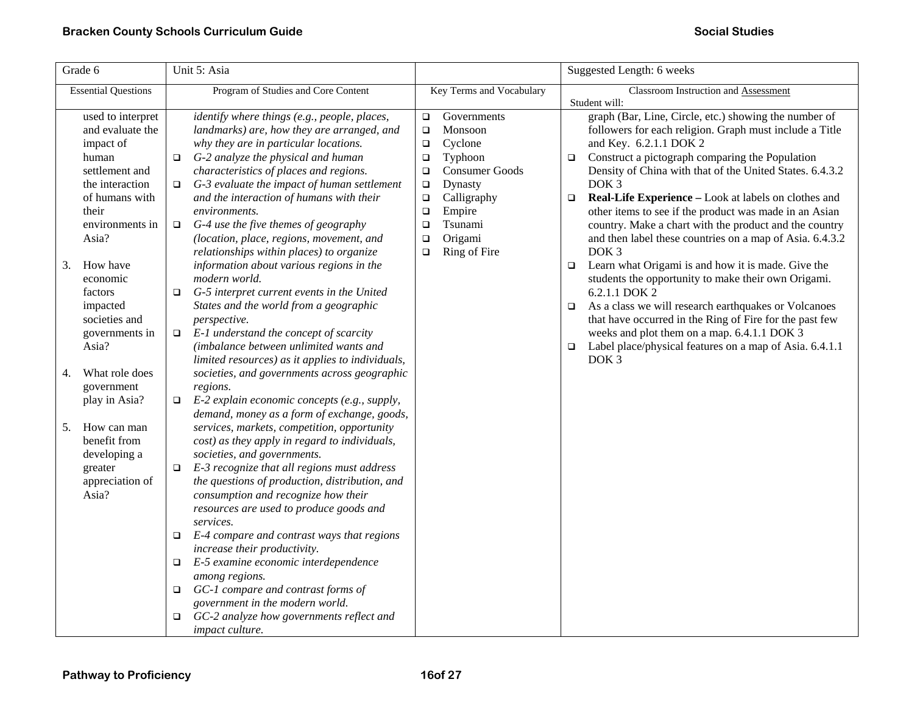| Grade 6 | Unit 5: Asia | | Suggested Length: 6 weeks |
|---|---|---|---|
| Essential Questions | Program of Studies and Core Content | Key Terms and Vocabulary | Classroom Instruction and Assessment<br>Student will: |
| used to interpret and evaluate the impact of human settlement and the interaction of humans with their environments in Asia?<br><br>3. How have economic factors impacted societies and governments in Asia?<br><br>4. What role does government play in Asia?<br><br>5. How can man benefit from developing a greater appreciation of Asia? | *identify where things (e.g., people, places, landmarks) are, how they are arranged, and why they are in particular locations.*<br>❑ *G-2 analyze the physical and human characteristics of places and regions.*<br>❑ *G-3 evaluate the impact of human settlement and the interaction of humans with their environments.*<br>❑ *G-4 use the five themes of geography (location, place, regions, movement, and relationships within places) to organize information about various regions in the modern world.*<br>❑ *G-5 interpret current events in the United States and the world from a geographic perspective.*<br>❑ *E-1 understand the concept of scarcity (imbalance between unlimited wants and limited resources) as it applies to individuals, societies, and governments across geographic regions.*<br>❑ *E-2 explain economic concepts (e.g., supply, demand, money as a form of exchange, goods, services, markets, competition, opportunity cost) as they apply in regard to individuals, societies, and governments.*<br>❑ *E-3 recognize that all regions must address the questions of production, distribution, and consumption and recognize how their resources are used to produce goods and services.*<br>❑ *E-4 compare and contrast ways that regions increase their productivity.*<br>❑ *E-5 examine economic interdependence among regions.*<br>❑ *GC-1 compare and contrast forms of government in the modern world.*<br>❑ *GC-2 analyze how governments reflect and impact culture.* | ❑ Governments<br>❑ Monsoon<br>❑ Cyclone<br>❑ Typhoon<br>❑ Consumer Goods<br>❑ Dynasty<br>❑ Calligraphy<br>❑ Empire<br>❑ Tsunami<br>❑ Origami<br>❑ Ring of Fire | graph (Bar, Line, Circle, etc.) showing the number of followers for each religion. Graph must include a Title and Key. 6.2.1.1 DOK 2<br>❑ Construct a pictograph comparing the Population Density of China with that of the United States. 6.4.3.2 DOK 3<br>❑ **Real-Life Experience –** Look at labels on clothes and other items to see if the product was made in an Asian country. Make a chart with the product and the country and then label these countries on a map of Asia. 6.4.3.2 DOK 3<br>❑ Learn what Origami is and how it is made. Give the students the opportunity to make their own Origami. 6.2.1.1 DOK 2<br>❑ As a class we will research earthquakes or Volcanoes that have occurred in the Ring of Fire for the past few weeks and plot them on a map. 6.4.1.1 DOK 3<br>❑ Label place/physical features on a map of Asia. 6.4.1.1 DOK 3 |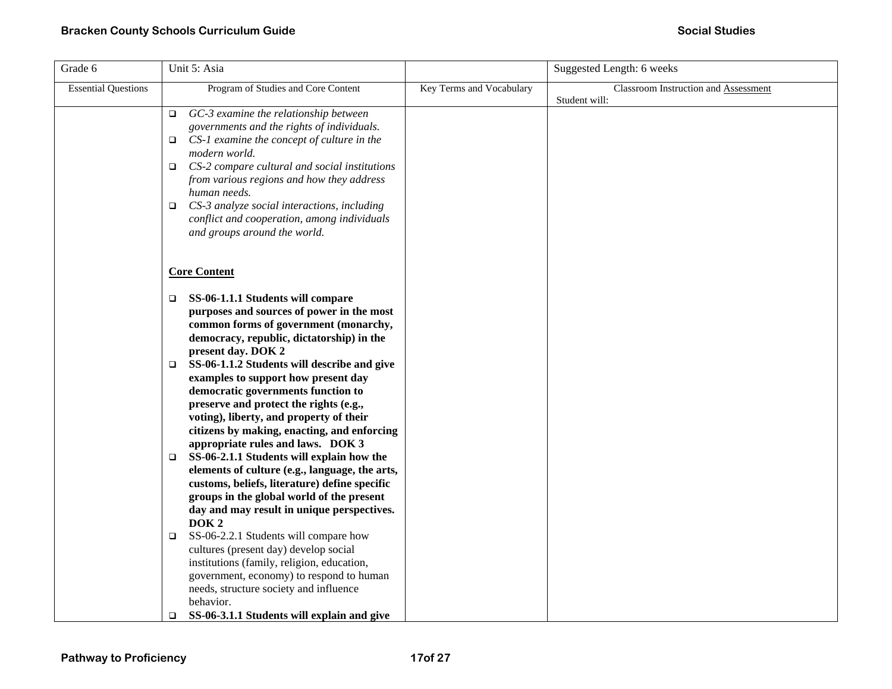| Grade 6 | Unit 5: Asia | | Suggested Length: 6 weeks |
|---|---|---|---|
| Essential Questions | Program of Studies and Core Content | Key Terms and Vocabulary | Classroom Instruction and Assessment<br>Student will: |
| | ❑ *GC-3 examine the relationship between governments and the rights of individuals.*<br>❑ *CS-1 examine the concept of culture in the modern world.*<br>❑ *CS-2 compare cultural and social institutions from various regions and how they address human needs.*<br>❑ *CS-3 analyze social interactions, including conflict and cooperation, among individuals and groups around the world.*<br><br>**Core Content**<br><br>❑ **SS-06-1.1.1 Students will compare purposes and sources of power in the most common forms of government (monarchy, democracy, republic, dictatorship) in the present day. DOK 2**<br>❑ **SS-06-1.1.2 Students will describe and give examples to support how present day democratic governments function to preserve and protect the rights (e.g., voting), liberty, and property of their citizens by making, enacting, and enforcing appropriate rules and laws. DOK 3**<br>❑ **SS-06-2.1.1 Students will explain how the elements of culture (e.g., language, the arts, customs, beliefs, literature) define specific groups in the global world of the present day and may result in unique perspectives. DOK 2**<br>❑ SS-06-2.2.1 Students will compare how cultures (present day) develop social institutions (family, religion, education, government, economy) to respond to human needs, structure society and influence behavior.<br>❑ **SS-06-3.1.1 Students will explain and give** | | |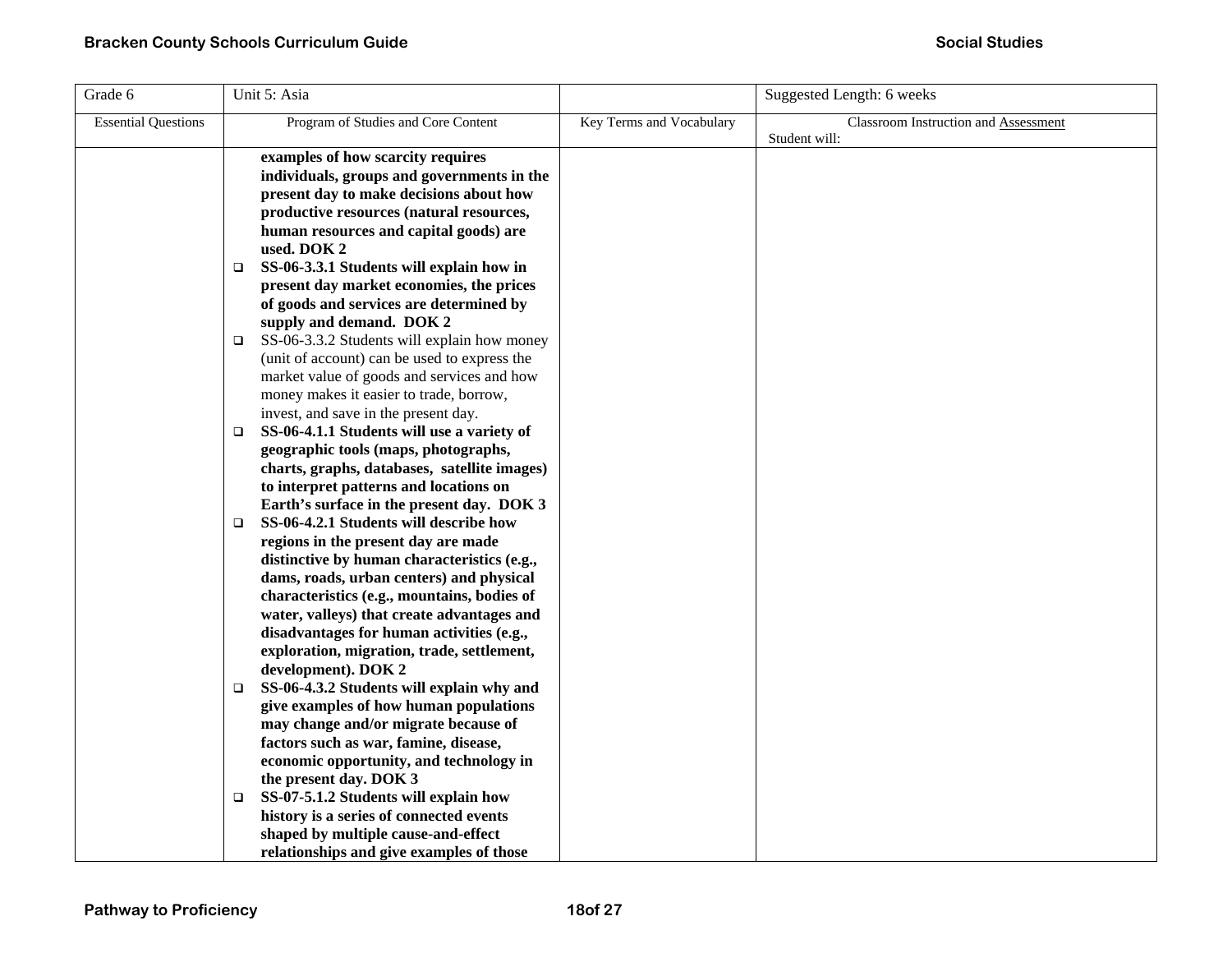| Grade 6 | Unit 5: Asia | | Suggested Length: 6 weeks |
|---|---|---|---|
| Essential Questions | Program of Studies and Core Content | Key Terms and Vocabulary | Classroom Instruction and Assessment<br>Student will: |
| | **examples of how scarcity requires individuals, groups and governments in the present day to make decisions about how productive resources (natural resources, human resources and capital goods) are used. DOK 2**<br>❑ **SS-06-3.3.1 Students will explain how in present day market economies, the prices of goods and services are determined by supply and demand. DOK 2**<br>❑ SS-06-3.3.2 Students will explain how money (unit of account) can be used to express the market value of goods and services and how money makes it easier to trade, borrow, invest, and save in the present day.<br>❑ **SS-06-4.1.1 Students will use a variety of geographic tools (maps, photographs, charts, graphs, databases, satellite images) to interpret patterns and locations on Earth's surface in the present day. DOK 3**<br>❑ **SS-06-4.2.1 Students will describe how regions in the present day are made distinctive by human characteristics (e.g., dams, roads, urban centers) and physical characteristics (e.g., mountains, bodies of water, valleys) that create advantages and disadvantages for human activities (e.g., exploration, migration, trade, settlement, development). DOK 2**<br>❑ **SS-06-4.3.2 Students will explain why and give examples of how human populations may change and/or migrate because of factors such as war, famine, disease, economic opportunity, and technology in the present day. DOK 3**<br>❑ **SS-07-5.1.2 Students will explain how history is a series of connected events shaped by multiple cause-and-effect relationships and give examples of those** | | |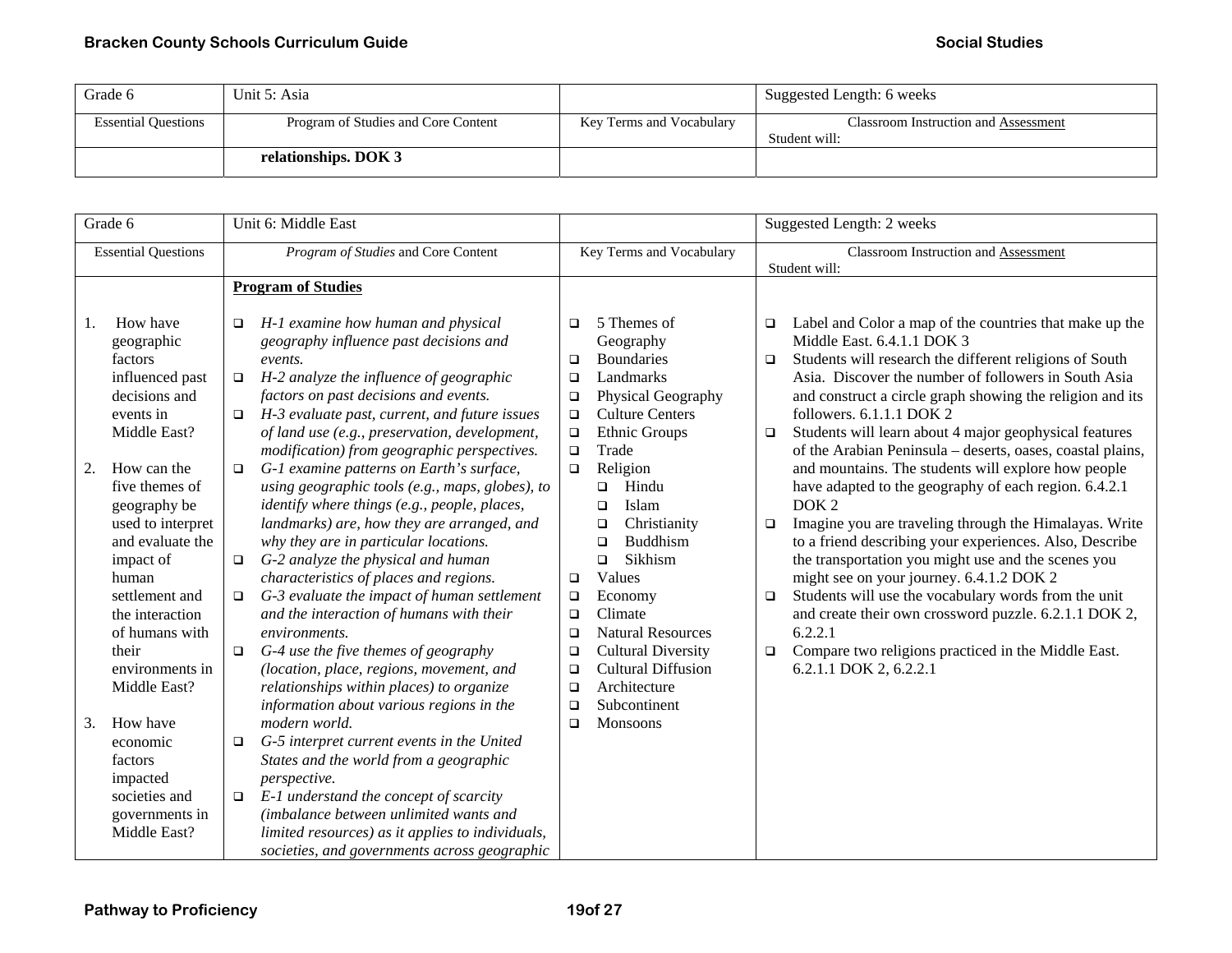| Grade 6 | Unit 5: Asia | | Suggested Length: 6 weeks |
|---|---|---|---|
| Essential Questions | Program of Studies and Core Content | Key Terms and Vocabulary | Classroom Instruction and Assessment<br>Student will: |
| | **relationships. DOK 3** | | |

| Grade 6 | Unit 6: Middle East | | Suggested Length: 2 weeks |
|---|---|---|---|
| Essential Questions | *Program of Studies* and Core Content | Key Terms and Vocabulary | Classroom Instruction and Assessment<br>Student will: |
| 1. How have geographic factors influenced past decisions and events in Middle East?<br><br>2. How can the five themes of geography be used to interpret and evaluate the impact of human settlement and the interaction of humans with their environments in Middle East?<br><br>3. How have economic factors impacted societies and governments in Middle East? | **Program of Studies**<br><br>❑ *H-1 examine how human and physical geography influence past decisions and events.*<br>❑ *H-2 analyze the influence of geographic factors on past decisions and events.*<br>❑ *H-3 evaluate past, current, and future issues of land use (e.g., preservation, development, modification) from geographic perspectives.*<br>❑ *G-1 examine patterns on Earth's surface, using geographic tools (e.g., maps, globes), to identify where things (e.g., people, places, landmarks) are, how they are arranged, and why they are in particular locations.*<br>❑ *G-2 analyze the physical and human characteristics of places and regions.*<br>❑ *G-3 evaluate the impact of human settlement and the interaction of humans with their environments.*<br>❑ *G-4 use the five themes of geography (location, place, regions, movement, and relationships within places) to organize information about various regions in the modern world.*<br>❑ *G-5 interpret current events in the United States and the world from a geographic perspective.*<br>❑ *E-1 understand the concept of scarcity (imbalance between unlimited wants and limited resources) as it applies to individuals, societies, and governments across geographic* | ❑ 5 Themes of Geography<br>❑ Boundaries<br>❑ Landmarks<br>❑ Physical Geography<br>❑ Culture Centers<br>❑ Ethnic Groups<br>❑ Trade<br>❑ Religion<br>  ❑ Hindu<br>  ❑ Islam<br>  ❑ Christianity<br>  ❑ Buddhism<br>  ❑ Sikhism<br>❑ Values<br>❑ Economy<br>❑ Climate<br>❑ Natural Resources<br>❑ Cultural Diversity<br>❑ Cultural Diffusion<br>❑ Architecture<br>❑ Subcontinent<br>❑ Monsoons | ❑ Label and Color a map of the countries that make up the Middle East. 6.4.1.1 DOK 3<br>❑ Students will research the different religions of South Asia. Discover the number of followers in South Asia and construct a circle graph showing the religion and its followers. 6.1.1.1 DOK 2<br>❑ Students will learn about 4 major geophysical features of the Arabian Peninsula – deserts, oases, coastal plains, and mountains. The students will explore how people have adapted to the geography of each region. 6.4.2.1 DOK 2<br>❑ Imagine you are traveling through the Himalayas. Write to a friend describing your experiences. Also, Describe the transportation you might use and the scenes you might see on your journey. 6.4.1.2 DOK 2<br>❑ Students will use the vocabulary words from the unit and create their own crossword puzzle. 6.2.1.1 DOK 2, 6.2.2.1<br>❑ Compare two religions practiced in the Middle East. 6.2.1.1 DOK 2, 6.2.2.1 |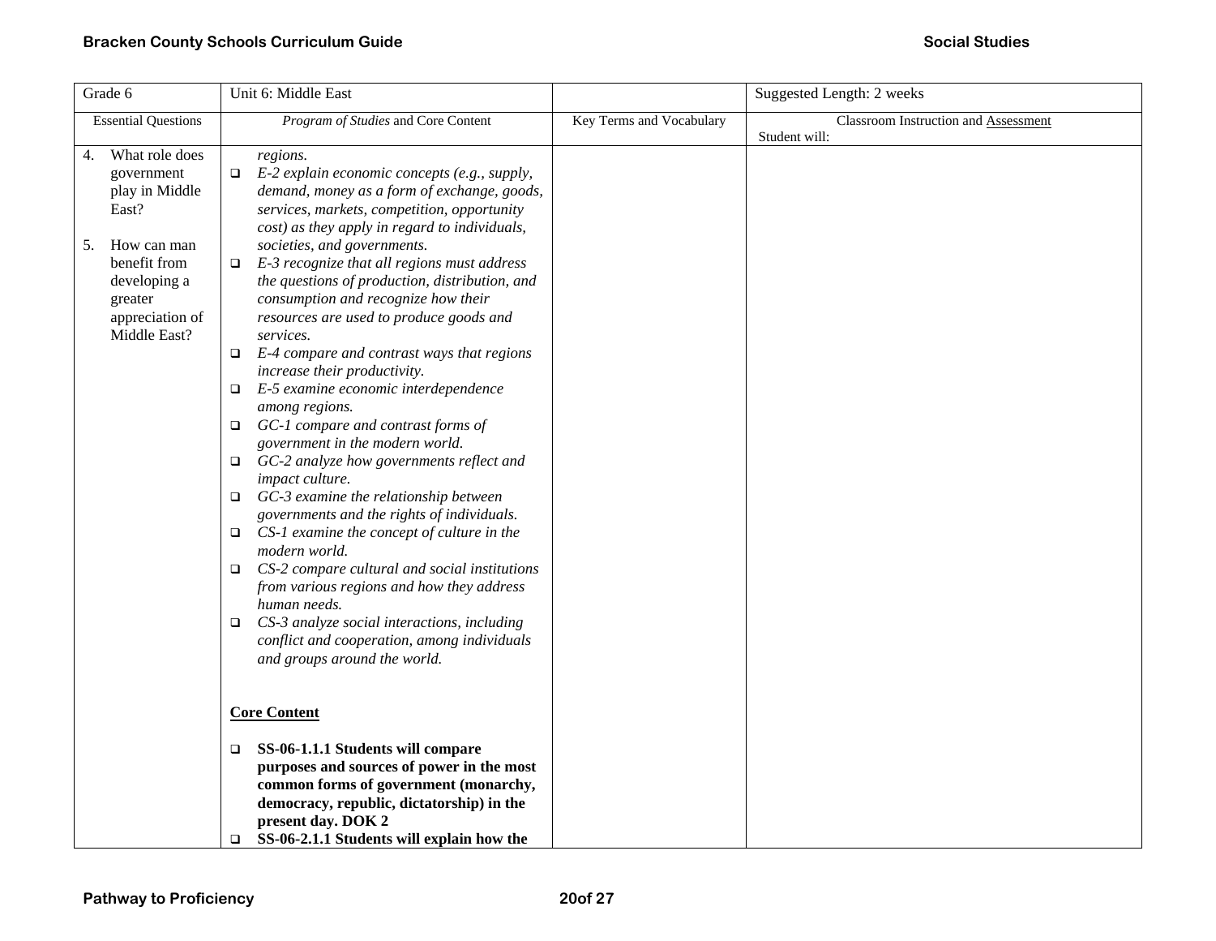| Grade 6 | Unit 6: Middle East | | Suggested Length: 2 weeks |
|---|---|---|---|
| Essential Questions | *Program of Studies* and Core Content | Key Terms and Vocabulary | Classroom Instruction and Assessment<br>Student will: |
| 4. What role does government play in Middle East?<br><br>5. How can man benefit from developing a greater appreciation of Middle East? | *regions.*<br>❑ *E-2 explain economic concepts (e.g., supply, demand, money as a form of exchange, goods, services, markets, competition, opportunity cost) as they apply in regard to individuals, societies, and governments.*<br>❑ *E-3 recognize that all regions must address the questions of production, distribution, and consumption and recognize how their resources are used to produce goods and services.*<br>❑ *E-4 compare and contrast ways that regions increase their productivity.*<br>❑ *E-5 examine economic interdependence among regions.*<br>❑ *GC-1 compare and contrast forms of government in the modern world.*<br>❑ *GC-2 analyze how governments reflect and impact culture.*<br>❑ *GC-3 examine the relationship between governments and the rights of individuals.*<br>❑ *CS-1 examine the concept of culture in the modern world.*<br>❑ *CS-2 compare cultural and social institutions from various regions and how they address human needs.*<br>❑ *CS-3 analyze social interactions, including conflict and cooperation, among individuals and groups around the world.*<br><br>**Core Content**<br><br>❑ **SS-06-1.1.1 Students will compare purposes and sources of power in the most common forms of government (monarchy, democracy, republic, dictatorship) in the present day. DOK 2**<br>❑ **SS-06-2.1.1 Students will explain how the** | | |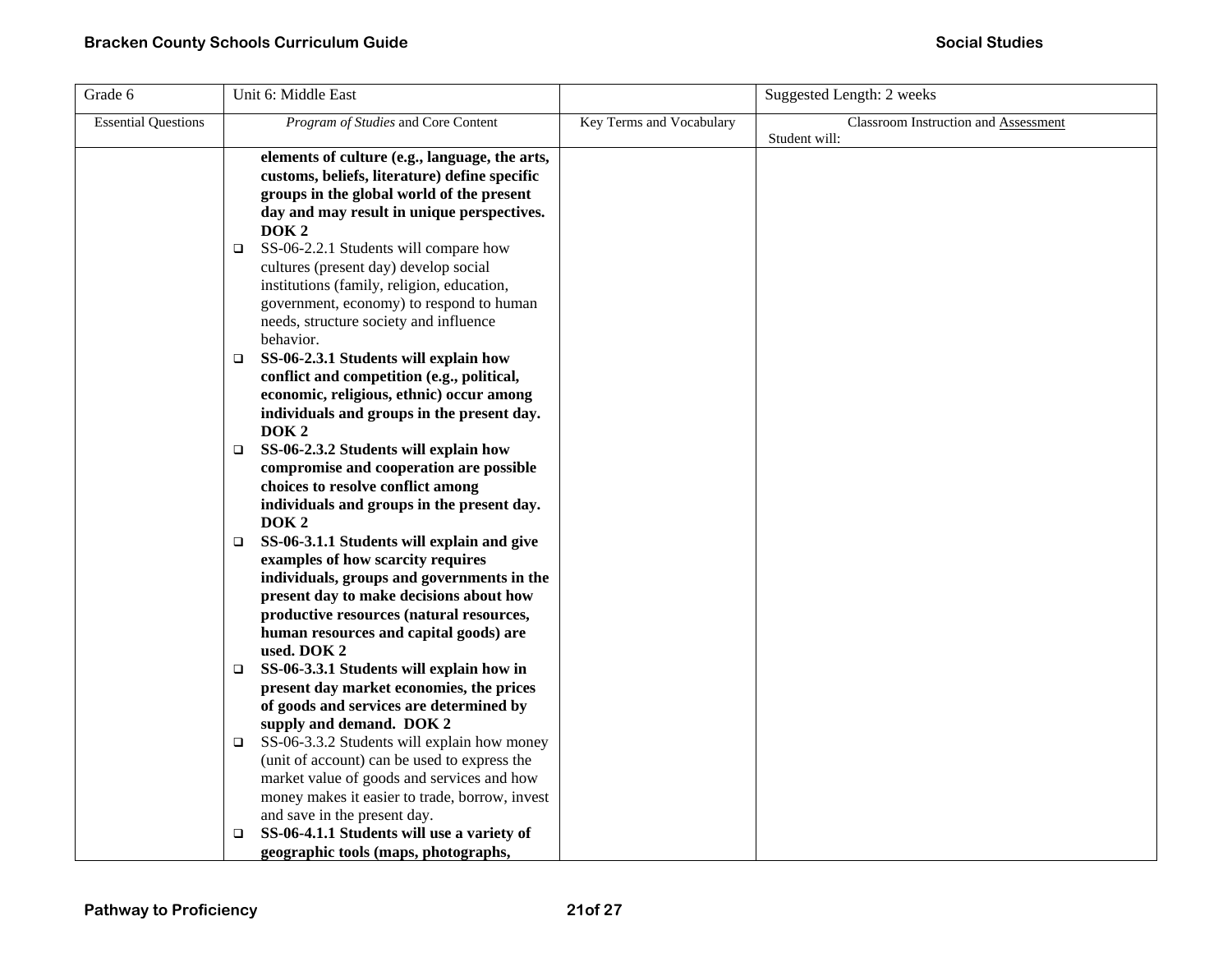| Grade 6 | Unit 6: Middle East | | Suggested Length: 2 weeks |
|---|---|---|---|
| Essential Questions | *Program of Studies* and Core Content | Key Terms and Vocabulary | Classroom Instruction and Assessment<br>Student will: |
| | **elements of culture (e.g., language, the arts, customs, beliefs, literature) define specific groups in the global world of the present day and may result in unique perspectives. DOK 2**<br>❑ SS-06-2.2.1 Students will compare how cultures (present day) develop social institutions (family, religion, education, government, economy) to respond to human needs, structure society and influence behavior.<br>❑ **SS-06-2.3.1 Students will explain how conflict and competition (e.g., political, economic, religious, ethnic) occur among individuals and groups in the present day. DOK 2**<br>❑ **SS-06-2.3.2 Students will explain how compromise and cooperation are possible choices to resolve conflict among individuals and groups in the present day. DOK 2**<br>❑ **SS-06-3.1.1 Students will explain and give examples of how scarcity requires individuals, groups and governments in the present day to make decisions about how productive resources (natural resources, human resources and capital goods) are used. DOK 2**<br>❑ **SS-06-3.3.1 Students will explain how in present day market economies, the prices of goods and services are determined by supply and demand. DOK 2**<br>❑ SS-06-3.3.2 Students will explain how money (unit of account) can be used to express the market value of goods and services and how money makes it easier to trade, borrow, invest and save in the present day.<br>❑ **SS-06-4.1.1 Students will use a variety of geographic tools (maps, photographs,** | | |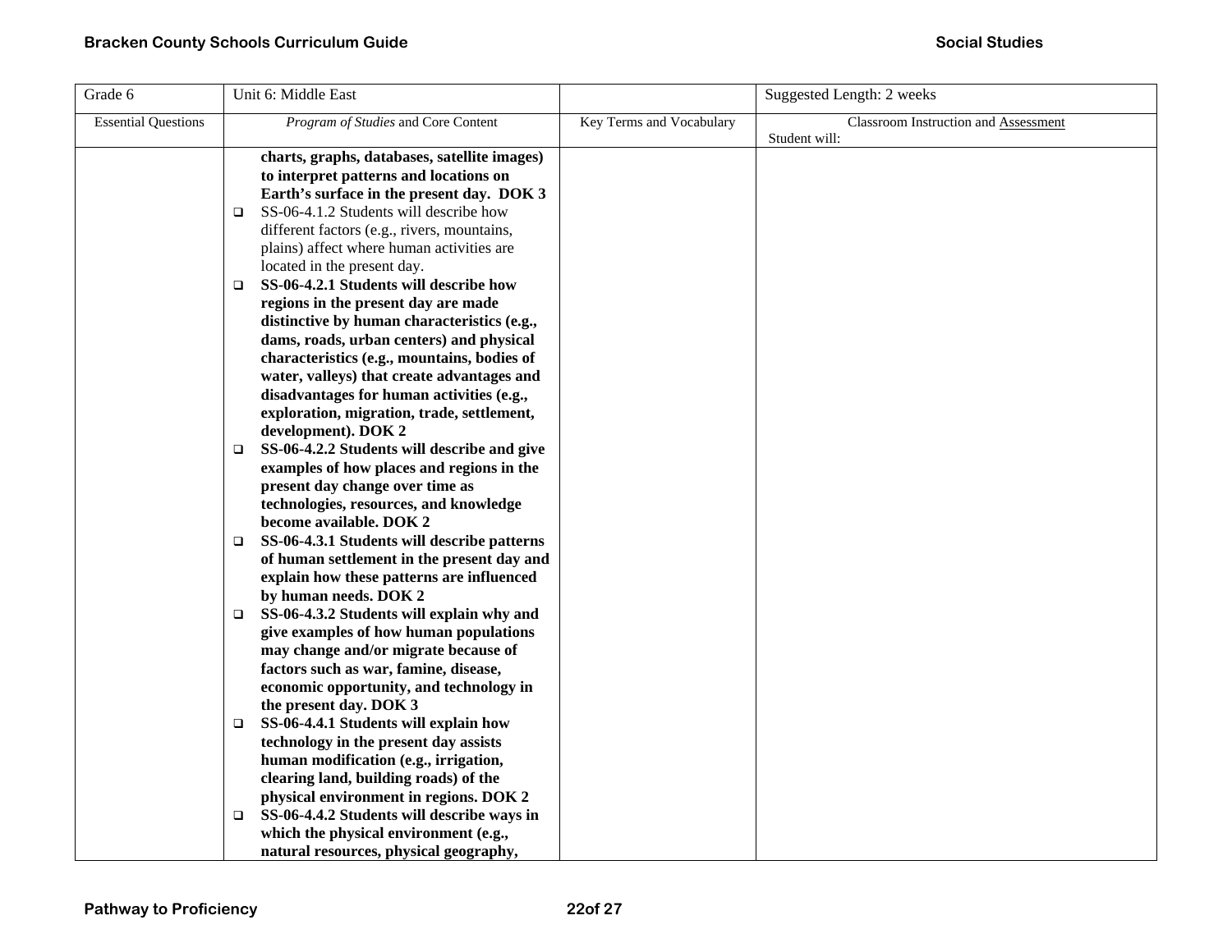| Grade 6 | Unit 6: Middle East | | Suggested Length: 2 weeks |
|---|---|---|---|
| Essential Questions | *Program of Studies* and Core Content | Key Terms and Vocabulary | Classroom Instruction and Assessment<br>Student will: |
| | **charts, graphs, databases, satellite images) to interpret patterns and locations on Earth's surface in the present day. DOK 3**<br>❑ SS-06-4.1.2 Students will describe how different factors (e.g., rivers, mountains, plains) affect where human activities are located in the present day.<br>❑ **SS-06-4.2.1 Students will describe how regions in the present day are made distinctive by human characteristics (e.g., dams, roads, urban centers) and physical characteristics (e.g., mountains, bodies of water, valleys) that create advantages and disadvantages for human activities (e.g., exploration, migration, trade, settlement, development). DOK 2**<br>❑ **SS-06-4.2.2 Students will describe and give examples of how places and regions in the present day change over time as technologies, resources, and knowledge become available. DOK 2**<br>❑ **SS-06-4.3.1 Students will describe patterns of human settlement in the present day and explain how these patterns are influenced by human needs. DOK 2**<br>❑ **SS-06-4.3.2 Students will explain why and give examples of how human populations may change and/or migrate because of factors such as war, famine, disease, economic opportunity, and technology in the present day. DOK 3**<br>❑ **SS-06-4.4.1 Students will explain how technology in the present day assists human modification (e.g., irrigation, clearing land, building roads) of the physical environment in regions. DOK 2**<br>❑ **SS-06-4.4.2 Students will describe ways in which the physical environment (e.g., natural resources, physical geography,** | | |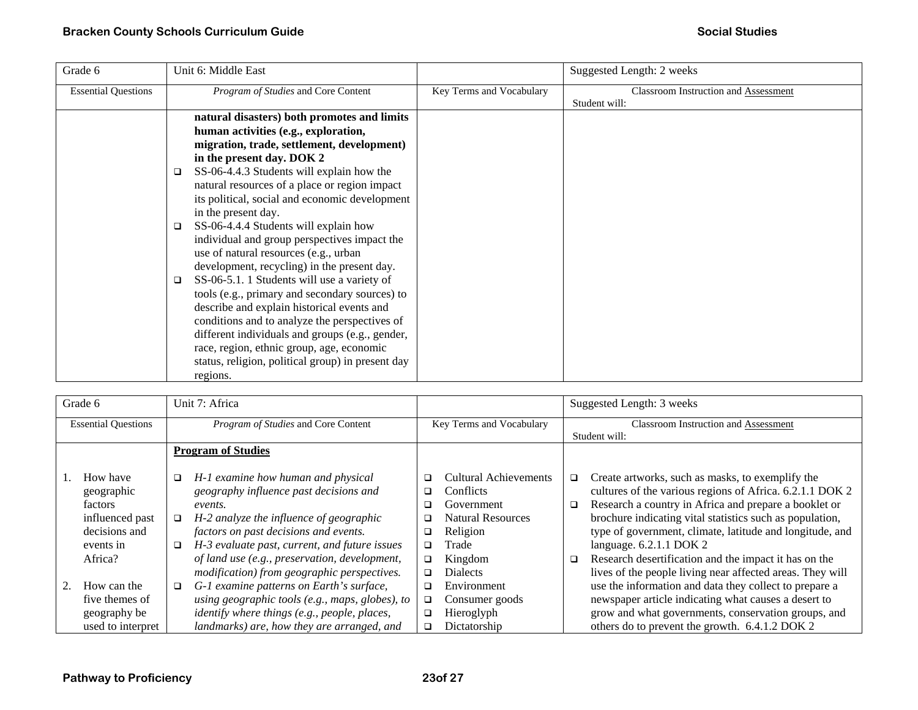| Grade 6 | Unit 6: Middle East | | Suggested Length: 2 weeks |
|---|---|---|---|
| Essential Questions | *Program of Studies* and Core Content | Key Terms and Vocabulary | Classroom Instruction and Assessment<br>Student will: |
| | **natural disasters) both promotes and limits human activities (e.g., exploration, migration, trade, settlement, development) in the present day. DOK 2**<br>❑ SS-06-4.4.3 Students will explain how the natural resources of a place or region impact its political, social and economic development in the present day.<br>❑ SS-06-4.4.4 Students will explain how individual and group perspectives impact the use of natural resources (e.g., urban development, recycling) in the present day.<br>❑ SS-06-5.1. 1 Students will use a variety of tools (e.g., primary and secondary sources) to describe and explain historical events and conditions and to analyze the perspectives of different individuals and groups (e.g., gender, race, region, ethnic group, age, economic status, religion, political group) in present day regions. | | |

| Grade 6 | Unit 7: Africa | | Suggested Length: 3 weeks |
|---|---|---|---|
| Essential Questions | *Program of Studies* and Core Content | Key Terms and Vocabulary | Classroom Instruction and Assessment<br>Student will: |
| 1. How have geographic factors influenced past decisions and events in Africa?<br><br>2. How can the five themes of geography be used to interpret | **Program of Studies**<br><br>❑ *H-1 examine how human and physical geography influence past decisions and events.*<br>❑ *H-2 analyze the influence of geographic factors on past decisions and events.*<br>❑ *H-3 evaluate past, current, and future issues of land use (e.g., preservation, development, modification) from geographic perspectives.*<br>❑ *G-1 examine patterns on Earth's surface, using geographic tools (e.g., maps, globes), to identify where things (e.g., people, places, landmarks) are, how they are arranged, and* | ❑ Cultural Achievements<br>❑ Conflicts<br>❑ Government<br>❑ Natural Resources<br>❑ Religion<br>❑ Trade<br>❑ Kingdom<br>❑ Dialects<br>❑ Environment<br>❑ Consumer goods<br>❑ Hieroglyph<br>❑ Dictatorship | ❑ Create artworks, such as masks, to exemplify the cultures of the various regions of Africa. 6.2.1.1 DOK 2<br>❑ Research a country in Africa and prepare a booklet or brochure indicating vital statistics such as population, type of government, climate, latitude and longitude, and language. 6.2.1.1 DOK 2<br>❑ Research desertification and the impact it has on the lives of the people living near affected areas. They will use the information and data they collect to prepare a newspaper article indicating what causes a desert to grow and what governments, conservation groups, and others do to prevent the growth. 6.4.1.2 DOK 2 |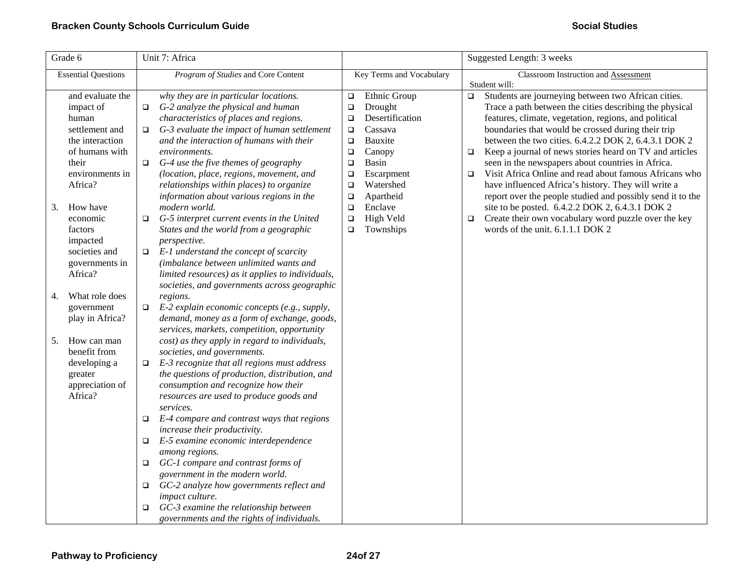| Grade 6 | Unit 7: Africa | | Suggested Length: 3 weeks |
|---|---|---|---|
| Essential Questions | *Program of Studies* and Core Content | Key Terms and Vocabulary | Classroom Instruction and Assessment<br>Student will: |
| and evaluate the impact of human settlement and the interaction of humans with their environments in Africa?<br><br>3. How have economic factors impacted societies and governments in Africa?<br><br>4. What role does government play in Africa?<br><br>5. How can man benefit from developing a greater appreciation of Africa? | *why they are in particular locations.*<br>❑ *G-2 analyze the physical and human characteristics of places and regions.*<br>❑ *G-3 evaluate the impact of human settlement and the interaction of humans with their environments.*<br>❑ *G-4 use the five themes of geography (location, place, regions, movement, and relationships within places) to organize information about various regions in the modern world.*<br>❑ *G-5 interpret current events in the United States and the world from a geographic perspective.*<br>❑ *E-1 understand the concept of scarcity (imbalance between unlimited wants and limited resources) as it applies to individuals, societies, and governments across geographic regions.*<br>❑ *E-2 explain economic concepts (e.g., supply, demand, money as a form of exchange, goods, services, markets, competition, opportunity cost) as they apply in regard to individuals, societies, and governments.*<br>❑ *E-3 recognize that all regions must address the questions of production, distribution, and consumption and recognize how their resources are used to produce goods and services.*<br>❑ *E-4 compare and contrast ways that regions increase their productivity.*<br>❑ *E-5 examine economic interdependence among regions.*<br>❑ *GC-1 compare and contrast forms of government in the modern world.*<br>❑ *GC-2 analyze how governments reflect and impact culture.*<br>❑ *GC-3 examine the relationship between governments and the rights of individuals.* | ❑ Ethnic Group<br>❑ Drought<br>❑ Desertification<br>❑ Cassava<br>❑ Bauxite<br>❑ Canopy<br>❑ Basin<br>❑ Escarpment<br>❑ Watershed<br>❑ Apartheid<br>❑ Enclave<br>❑ High Veld<br>❑ Townships | ❑ Students are journeying between two African cities. Trace a path between the cities describing the physical features, climate, vegetation, regions, and political boundaries that would be crossed during their trip between the two cities. 6.4.2.2 DOK 2, 6.4.3.1 DOK 2<br>❑ Keep a journal of news stories heard on TV and articles seen in the newspapers about countries in Africa.<br>❑ Visit Africa Online and read about famous Africans who have influenced Africa's history. They will write a report over the people studied and possibly send it to the site to be posted. 6.4.2.2 DOK 2, 6.4.3.1 DOK 2<br>❑ Create their own vocabulary word puzzle over the key words of the unit. 6.1.1.1 DOK 2 |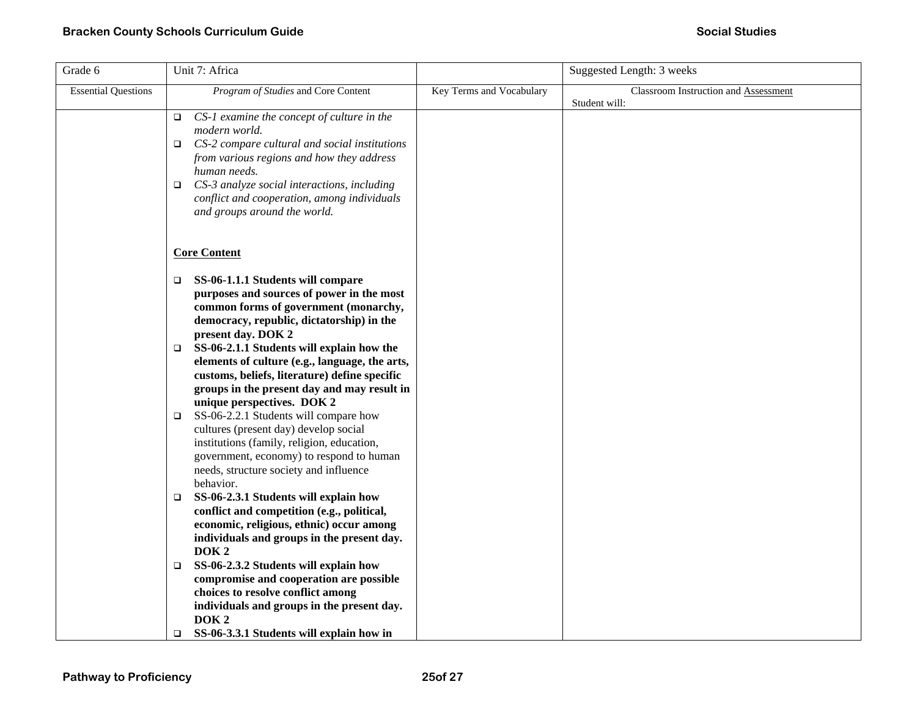| Grade 6 | Unit 7: Africa | | Suggested Length: 3 weeks |
|---|---|---|---|
| Essential Questions | *Program of Studies* and Core Content | Key Terms and Vocabulary | Classroom Instruction and Assessment<br>Student will: |
| | ❑ *CS-1 examine the concept of culture in the modern world.*<br>❑ *CS-2 compare cultural and social institutions from various regions and how they address human needs.*<br>❑ *CS-3 analyze social interactions, including conflict and cooperation, among individuals and groups around the world.*<br><br>**Core Content**<br><br>❑ **SS-06-1.1.1 Students will compare purposes and sources of power in the most common forms of government (monarchy, democracy, republic, dictatorship) in the present day. DOK 2**<br>❑ **SS-06-2.1.1 Students will explain how the elements of culture (e.g., language, the arts, customs, beliefs, literature) define specific groups in the present day and may result in unique perspectives. DOK 2**<br>❑ SS-06-2.2.1 Students will compare how cultures (present day) develop social institutions (family, religion, education, government, economy) to respond to human needs, structure society and influence behavior.<br>❑ **SS-06-2.3.1 Students will explain how conflict and competition (e.g., political, economic, religious, ethnic) occur among individuals and groups in the present day. DOK 2**<br>❑ **SS-06-2.3.2 Students will explain how compromise and cooperation are possible choices to resolve conflict among individuals and groups in the present day. DOK 2**<br>❑ **SS-06-3.3.1 Students will explain how in** | | |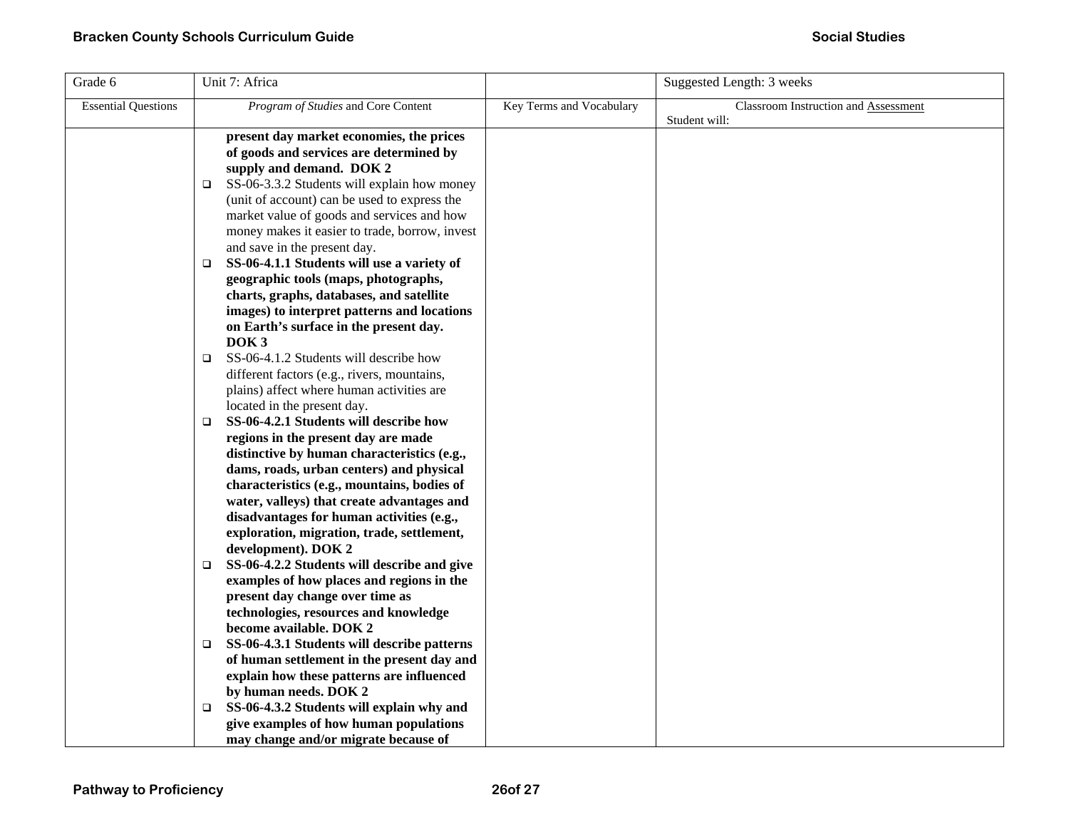| Grade 6 | Unit 7: Africa | | Suggested Length: 3 weeks |
|---|---|---|---|
| Essential Questions | *Program of Studies* and Core Content | Key Terms and Vocabulary | Classroom Instruction and Assessment<br>Student will: |
| | **present day market economies, the prices of goods and services are determined by supply and demand. DOK 2**<br>❑ SS-06-3.3.2 Students will explain how money (unit of account) can be used to express the market value of goods and services and how money makes it easier to trade, borrow, invest and save in the present day.<br>❑ **SS-06-4.1.1 Students will use a variety of geographic tools (maps, photographs, charts, graphs, databases, and satellite images) to interpret patterns and locations on Earth's surface in the present day. DOK 3**<br>❑ SS-06-4.1.2 Students will describe how different factors (e.g., rivers, mountains, plains) affect where human activities are located in the present day.<br>❑ **SS-06-4.2.1 Students will describe how regions in the present day are made distinctive by human characteristics (e.g., dams, roads, urban centers) and physical characteristics (e.g., mountains, bodies of water, valleys) that create advantages and disadvantages for human activities (e.g., exploration, migration, trade, settlement, development). DOK 2**<br>❑ **SS-06-4.2.2 Students will describe and give examples of how places and regions in the present day change over time as technologies, resources and knowledge become available. DOK 2**<br>❑ **SS-06-4.3.1 Students will describe patterns of human settlement in the present day and explain how these patterns are influenced by human needs. DOK 2**<br>❑ **SS-06-4.3.2 Students will explain why and give examples of how human populations may change and/or migrate because of** | | |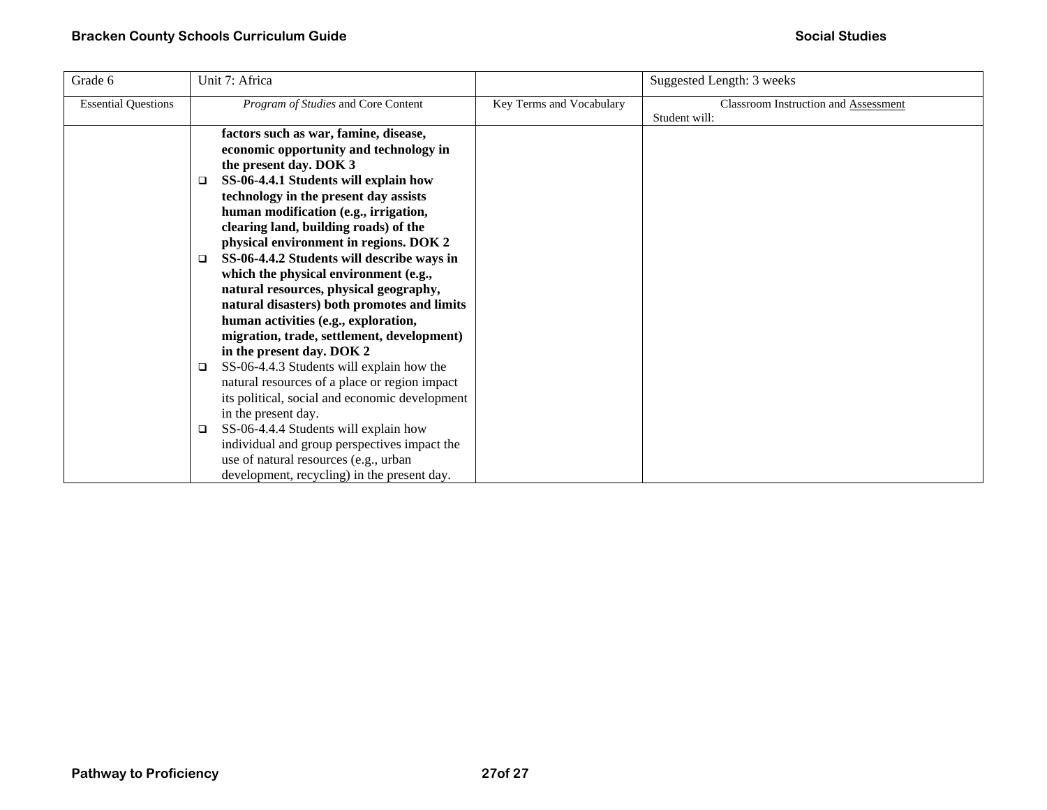| Grade 6 | Unit 7: Africa | | Suggested Length: 3 weeks |
|---|---|---|---|
| Essential Questions | *Program of Studies* and Core Content | Key Terms and Vocabulary | Classroom Instruction and Assessment<br>Student will: |
| | **factors such as war, famine, disease, economic opportunity and technology in the present day. DOK 3**<br>❑ **SS-06-4.4.1 Students will explain how technology in the present day assists human modification (e.g., irrigation, clearing land, building roads) of the physical environment in regions. DOK 2**<br>❑ **SS-06-4.4.2 Students will describe ways in which the physical environment (e.g., natural resources, physical geography, natural disasters) both promotes and limits human activities (e.g., exploration, migration, trade, settlement, development) in the present day. DOK 2**<br>❑ SS-06-4.4.3 Students will explain how the natural resources of a place or region impact its political, social and economic development in the present day.<br>❑ SS-06-4.4.4 Students will explain how individual and group perspectives impact the use of natural resources (e.g., urban development, recycling) in the present day. | | |